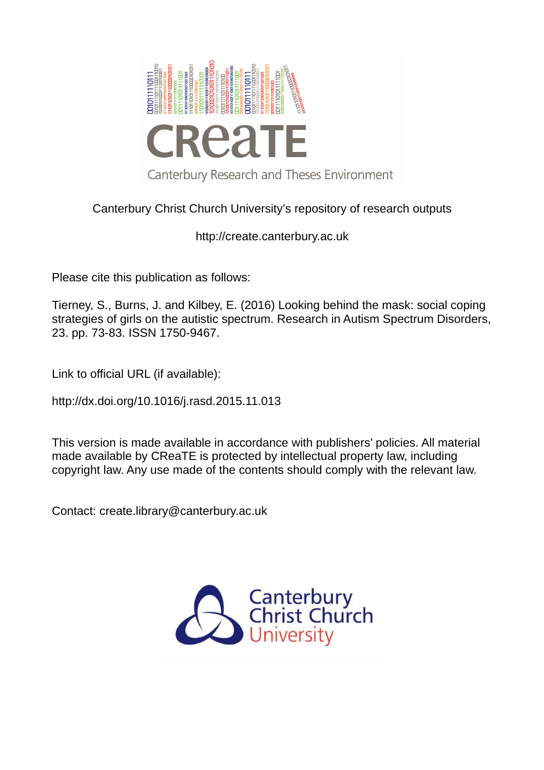Canterbury Christ Church University's repository of research outputs

http://create.canterbury.ac.uk

Please cite this publication as follows:

Tierney, S., Burns, J. and Kilbey, E. (2016) Looking behind the mask: social coping strategies of girls on the autistic spectrum. Research in Autism Spectrum Disorders, 23. pp. 73-83. ISSN 1750-9467.

Link to official URL (if available):

http://dx.doi.org/10.1016/j.rasd.2015.11.013

This version is made available in accordance with publishers' policies. All material made available by CReaTE is protected by intellectual property law, including copyright law. Any use made of the contents should comply with the relevant law.

Contact: create.library@canterbury.ac.uk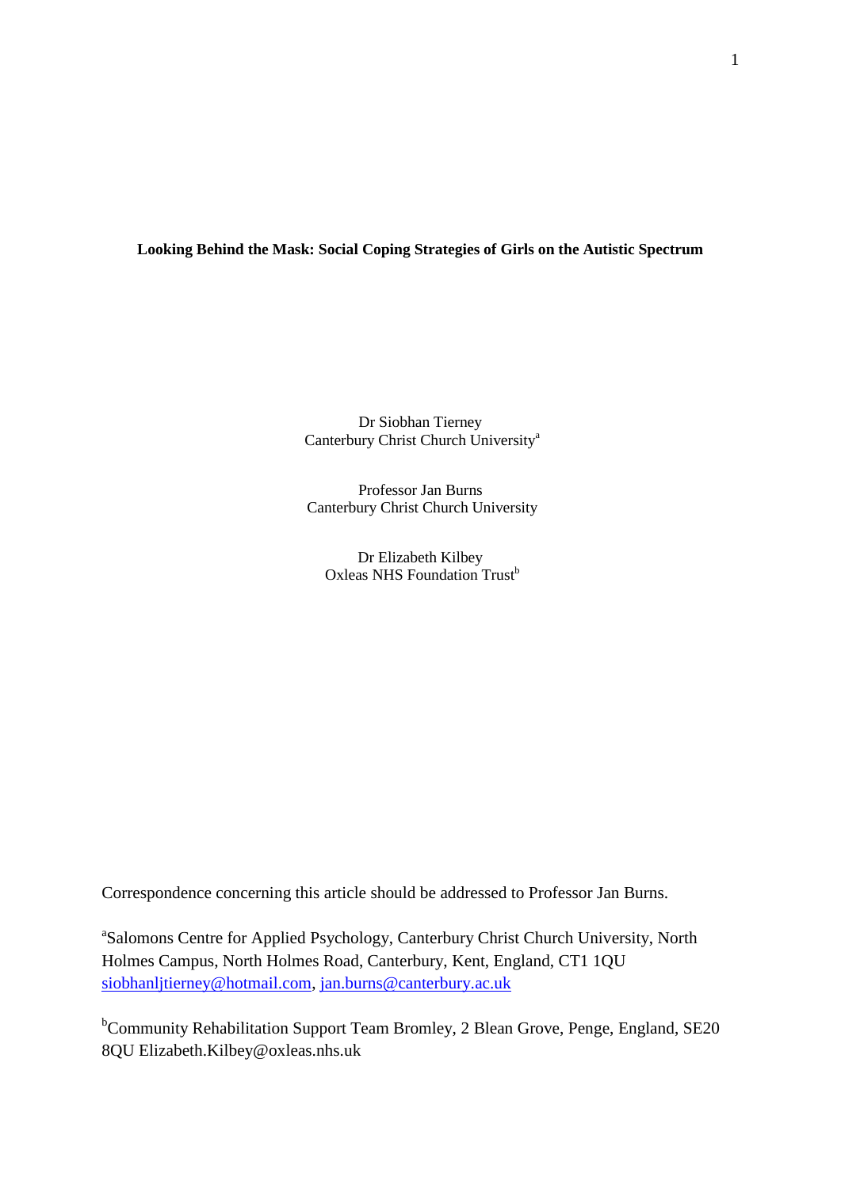**Looking Behind the Mask: Social Coping Strategies of Girls on the Autistic Spectrum**

Dr Siobhan Tierney
Canterbury Christ Church University[a]

Professor Jan Burns
Canterbury Christ Church University

Dr Elizabeth Kilbey
Oxleas NHS Foundation Trust[b]

Correspondence concerning this article should be addressed to Professor Jan Burns.

[a]Salomons Centre for Applied Psychology, Canterbury Christ Church University, North Holmes Campus, North Holmes Road, Canterbury, Kent, England, CT1 1QU
siobhanljtierney@hotmail.com, jan.burns@canterbury.ac.uk

[b]Community Rehabilitation Support Team Bromley, 2 Blean Grove, Penge, England, SE20 8QU Elizabeth.Kilbey@oxleas.nhs.uk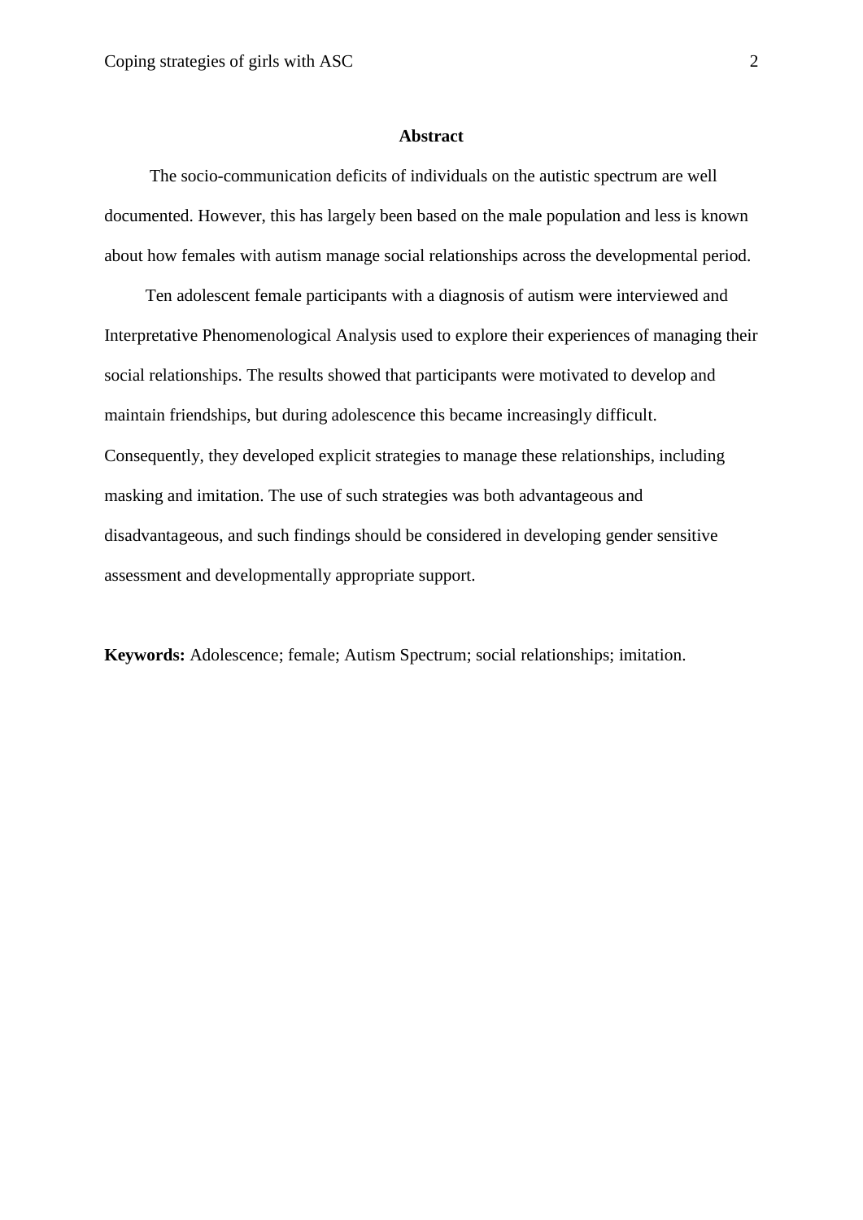## Abstract

The socio-communication deficits of individuals on the autistic spectrum are well documented. However, this has largely been based on the male population and less is known about how females with autism manage social relationships across the developmental period.

Ten adolescent female participants with a diagnosis of autism were interviewed and Interpretative Phenomenological Analysis used to explore their experiences of managing their social relationships. The results showed that participants were motivated to develop and maintain friendships, but during adolescence this became increasingly difficult. Consequently, they developed explicit strategies to manage these relationships, including masking and imitation. The use of such strategies was both advantageous and disadvantageous, and such findings should be considered in developing gender sensitive assessment and developmentally appropriate support.

**Keywords:** Adolescence; female; Autism Spectrum; social relationships; imitation.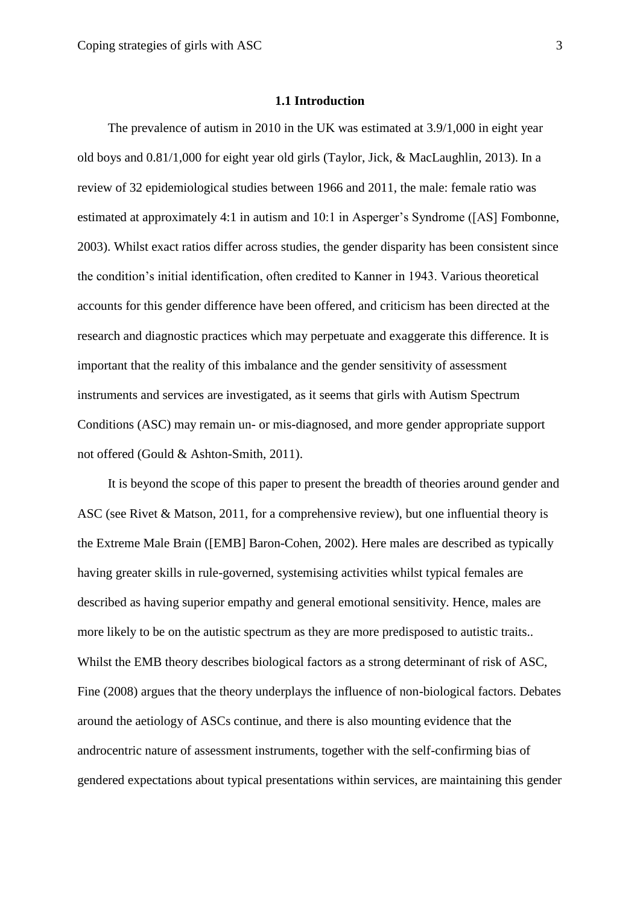## 1.1 Introduction

The prevalence of autism in 2010 in the UK was estimated at 3.9/1,000 in eight year old boys and 0.81/1,000 for eight year old girls (Taylor, Jick, & MacLaughlin, 2013). In a review of 32 epidemiological studies between 1966 and 2011, the male: female ratio was estimated at approximately 4:1 in autism and 10:1 in Asperger's Syndrome ([AS] Fombonne, 2003). Whilst exact ratios differ across studies, the gender disparity has been consistent since the condition's initial identification, often credited to Kanner in 1943. Various theoretical accounts for this gender difference have been offered, and criticism has been directed at the research and diagnostic practices which may perpetuate and exaggerate this difference. It is important that the reality of this imbalance and the gender sensitivity of assessment instruments and services are investigated, as it seems that girls with Autism Spectrum Conditions (ASC) may remain un- or mis-diagnosed, and more gender appropriate support not offered (Gould & Ashton-Smith, 2011).

It is beyond the scope of this paper to present the breadth of theories around gender and ASC (see Rivet & Matson, 2011, for a comprehensive review), but one influential theory is the Extreme Male Brain ([EMB] Baron-Cohen, 2002). Here males are described as typically having greater skills in rule-governed, systemising activities whilst typical females are described as having superior empathy and general emotional sensitivity. Hence, males are more likely to be on the autistic spectrum as they are more predisposed to autistic traits.. Whilst the EMB theory describes biological factors as a strong determinant of risk of ASC, Fine (2008) argues that the theory underplays the influence of non-biological factors. Debates around the aetiology of ASCs continue, and there is also mounting evidence that the androcentric nature of assessment instruments, together with the self-confirming bias of gendered expectations about typical presentations within services, are maintaining this gender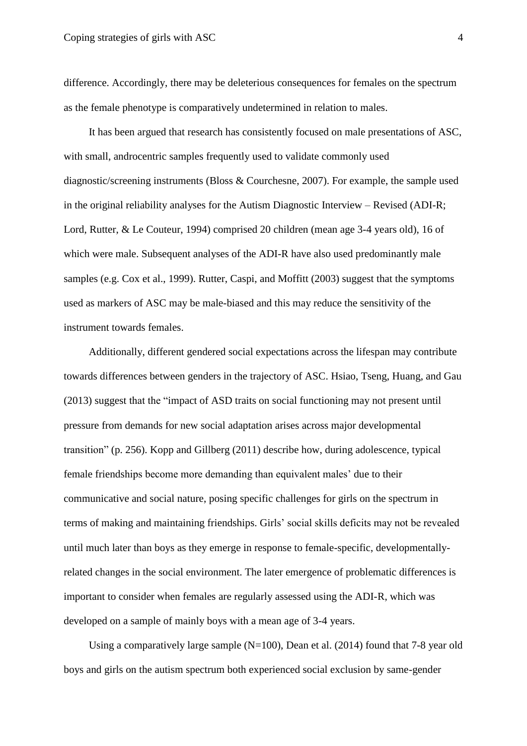difference. Accordingly, there may be deleterious consequences for females on the spectrum as the female phenotype is comparatively undetermined in relation to males.

It has been argued that research has consistently focused on male presentations of ASC, with small, androcentric samples frequently used to validate commonly used diagnostic/screening instruments (Bloss & Courchesne, 2007). For example, the sample used in the original reliability analyses for the Autism Diagnostic Interview – Revised (ADI-R; Lord, Rutter, & Le Couteur, 1994) comprised 20 children (mean age 3-4 years old), 16 of which were male. Subsequent analyses of the ADI-R have also used predominantly male samples (e.g. Cox et al., 1999). Rutter, Caspi, and Moffitt (2003) suggest that the symptoms used as markers of ASC may be male-biased and this may reduce the sensitivity of the instrument towards females.

Additionally, different gendered social expectations across the lifespan may contribute towards differences between genders in the trajectory of ASC. Hsiao, Tseng, Huang, and Gau (2013) suggest that the "impact of ASD traits on social functioning may not present until pressure from demands for new social adaptation arises across major developmental transition" (p. 256). Kopp and Gillberg (2011) describe how, during adolescence, typical female friendships become more demanding than equivalent males' due to their communicative and social nature, posing specific challenges for girls on the spectrum in terms of making and maintaining friendships. Girls' social skills deficits may not be revealed until much later than boys as they emerge in response to female-specific, developmentally-related changes in the social environment. The later emergence of problematic differences is important to consider when females are regularly assessed using the ADI-R, which was developed on a sample of mainly boys with a mean age of 3-4 years.

Using a comparatively large sample (N=100), Dean et al. (2014) found that 7-8 year old boys and girls on the autism spectrum both experienced social exclusion by same-gender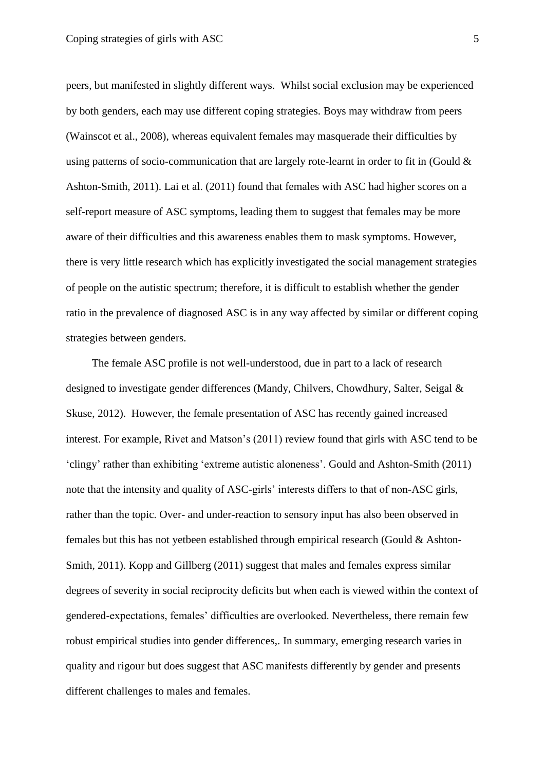peers, but manifested in slightly different ways. Whilst social exclusion may be experienced by both genders, each may use different coping strategies. Boys may withdraw from peers (Wainscot et al., 2008), whereas equivalent females may masquerade their difficulties by using patterns of socio-communication that are largely rote-learnt in order to fit in (Gould & Ashton-Smith, 2011). Lai et al. (2011) found that females with ASC had higher scores on a self-report measure of ASC symptoms, leading them to suggest that females may be more aware of their difficulties and this awareness enables them to mask symptoms. However, there is very little research which has explicitly investigated the social management strategies of people on the autistic spectrum; therefore, it is difficult to establish whether the gender ratio in the prevalence of diagnosed ASC is in any way affected by similar or different coping strategies between genders.

The female ASC profile is not well-understood, due in part to a lack of research designed to investigate gender differences (Mandy, Chilvers, Chowdhury, Salter, Seigal & Skuse, 2012). However, the female presentation of ASC has recently gained increased interest. For example, Rivet and Matson's (2011) review found that girls with ASC tend to be 'clingy' rather than exhibiting 'extreme autistic aloneness'. Gould and Ashton-Smith (2011) note that the intensity and quality of ASC-girls' interests differs to that of non-ASC girls, rather than the topic. Over- and under-reaction to sensory input has also been observed in females but this has not yetbeen established through empirical research (Gould & Ashton-Smith, 2011). Kopp and Gillberg (2011) suggest that males and females express similar degrees of severity in social reciprocity deficits but when each is viewed within the context of gendered-expectations, females' difficulties are overlooked. Nevertheless, there remain few robust empirical studies into gender differences,. In summary, emerging research varies in quality and rigour but does suggest that ASC manifests differently by gender and presents different challenges to males and females.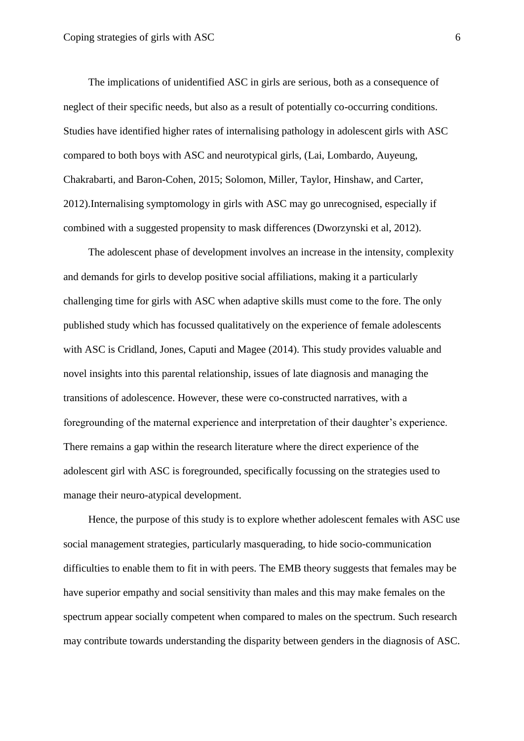The implications of unidentified ASC in girls are serious, both as a consequence of neglect of their specific needs, but also as a result of potentially co-occurring conditions. Studies have identified higher rates of internalising pathology in adolescent girls with ASC compared to both boys with ASC and neurotypical girls, (Lai, Lombardo, Auyeung, Chakrabarti, and Baron-Cohen, 2015; Solomon, Miller, Taylor, Hinshaw, and Carter, 2012).Internalising symptomology in girls with ASC may go unrecognised, especially if combined with a suggested propensity to mask differences (Dworzynski et al, 2012).

The adolescent phase of development involves an increase in the intensity, complexity and demands for girls to develop positive social affiliations, making it a particularly challenging time for girls with ASC when adaptive skills must come to the fore. The only published study which has focussed qualitatively on the experience of female adolescents with ASC is Cridland, Jones, Caputi and Magee (2014). This study provides valuable and novel insights into this parental relationship, issues of late diagnosis and managing the transitions of adolescence. However, these were co-constructed narratives, with a foregrounding of the maternal experience and interpretation of their daughter's experience. There remains a gap within the research literature where the direct experience of the adolescent girl with ASC is foregrounded, specifically focussing on the strategies used to manage their neuro-atypical development.

Hence, the purpose of this study is to explore whether adolescent females with ASC use social management strategies, particularly masquerading, to hide socio-communication difficulties to enable them to fit in with peers. The EMB theory suggests that females may be have superior empathy and social sensitivity than males and this may make females on the spectrum appear socially competent when compared to males on the spectrum. Such research may contribute towards understanding the disparity between genders in the diagnosis of ASC.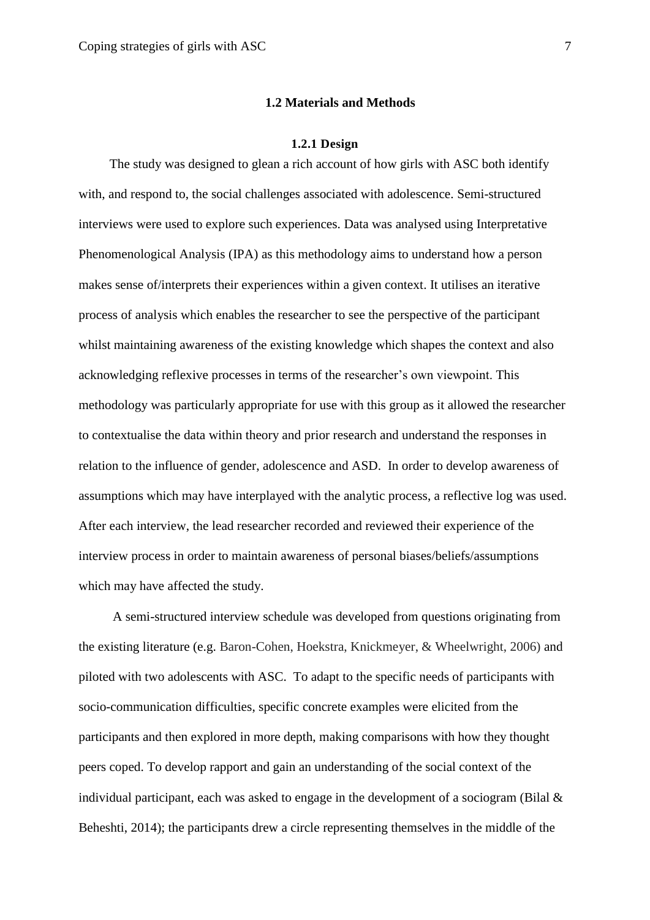## 1.2 Materials and Methods

### 1.2.1 Design

The study was designed to glean a rich account of how girls with ASC both identify with, and respond to, the social challenges associated with adolescence. Semi-structured interviews were used to explore such experiences. Data was analysed using Interpretative Phenomenological Analysis (IPA) as this methodology aims to understand how a person makes sense of/interprets their experiences within a given context. It utilises an iterative process of analysis which enables the researcher to see the perspective of the participant whilst maintaining awareness of the existing knowledge which shapes the context and also acknowledging reflexive processes in terms of the researcher's own viewpoint. This methodology was particularly appropriate for use with this group as it allowed the researcher to contextualise the data within theory and prior research and understand the responses in relation to the influence of gender, adolescence and ASD. In order to develop awareness of assumptions which may have interplayed with the analytic process, a reflective log was used. After each interview, the lead researcher recorded and reviewed their experience of the interview process in order to maintain awareness of personal biases/beliefs/assumptions which may have affected the study.

A semi-structured interview schedule was developed from questions originating from the existing literature (e.g. Baron-Cohen, Hoekstra, Knickmeyer, & Wheelwright, 2006) and piloted with two adolescents with ASC. To adapt to the specific needs of participants with socio-communication difficulties, specific concrete examples were elicited from the participants and then explored in more depth, making comparisons with how they thought peers coped. To develop rapport and gain an understanding of the social context of the individual participant, each was asked to engage in the development of a sociogram (Bilal & Beheshti, 2014); the participants drew a circle representing themselves in the middle of the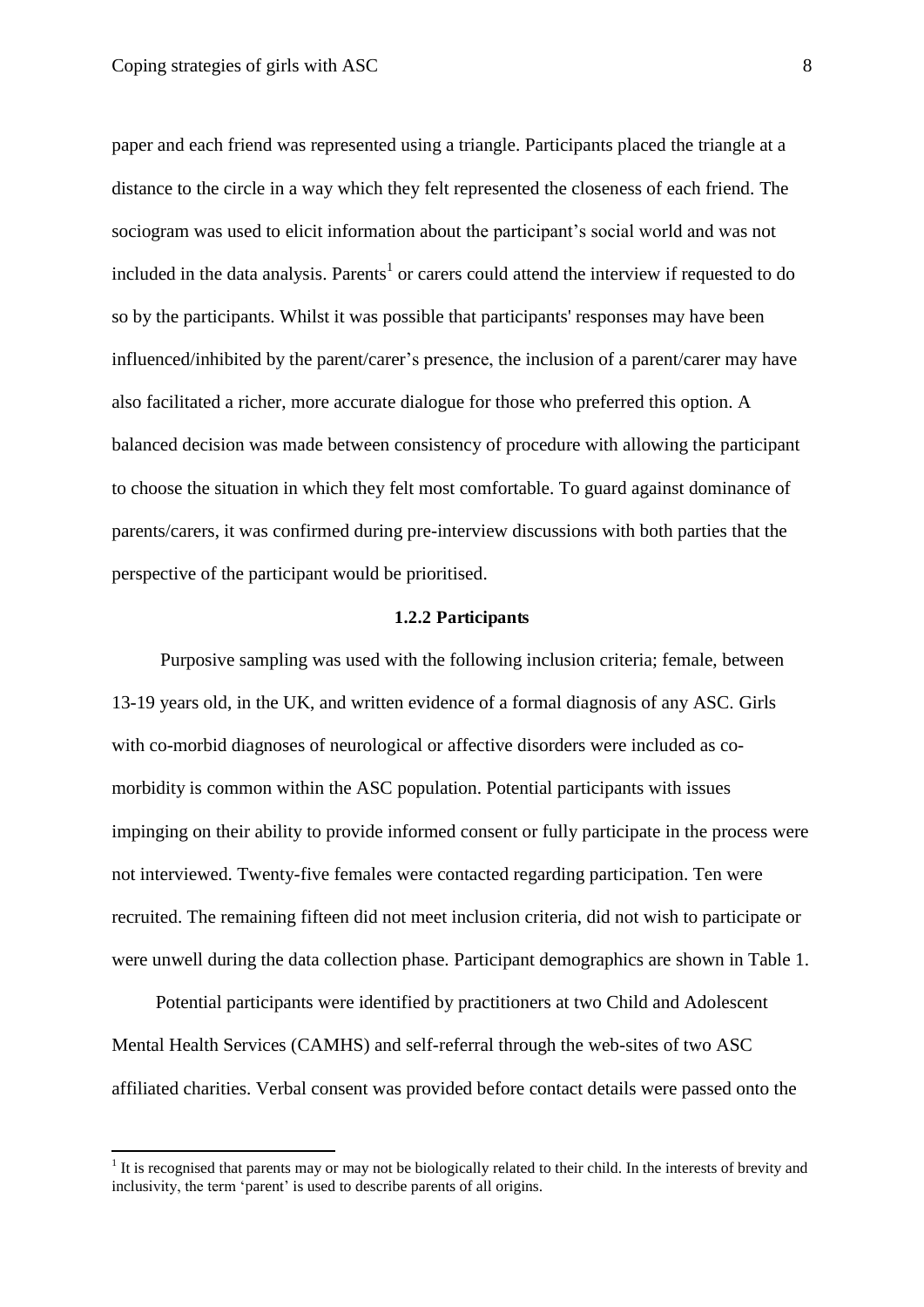paper and each friend was represented using a triangle. Participants placed the triangle at a distance to the circle in a way which they felt represented the closeness of each friend. The sociogram was used to elicit information about the participant's social world and was not included in the data analysis. Parents[1] or carers could attend the interview if requested to do so by the participants. Whilst it was possible that participants' responses may have been influenced/inhibited by the parent/carer's presence, the inclusion of a parent/carer may have also facilitated a richer, more accurate dialogue for those who preferred this option. A balanced decision was made between consistency of procedure with allowing the participant to choose the situation in which they felt most comfortable. To guard against dominance of parents/carers, it was confirmed during pre-interview discussions with both parties that the perspective of the participant would be prioritised.

### 1.2.2 Participants

Purposive sampling was used with the following inclusion criteria; female, between 13-19 years old, in the UK, and written evidence of a formal diagnosis of any ASC. Girls with co-morbid diagnoses of neurological or affective disorders were included as co-morbidity is common within the ASC population. Potential participants with issues impinging on their ability to provide informed consent or fully participate in the process were not interviewed. Twenty-five females were contacted regarding participation. Ten were recruited. The remaining fifteen did not meet inclusion criteria, did not wish to participate or were unwell during the data collection phase. Participant demographics are shown in Table 1.

Potential participants were identified by practitioners at two Child and Adolescent Mental Health Services (CAMHS) and self-referral through the web-sites of two ASC affiliated charities. Verbal consent was provided before contact details were passed onto the

[1] It is recognised that parents may or may not be biologically related to their child. In the interests of brevity and inclusivity, the term 'parent' is used to describe parents of all origins.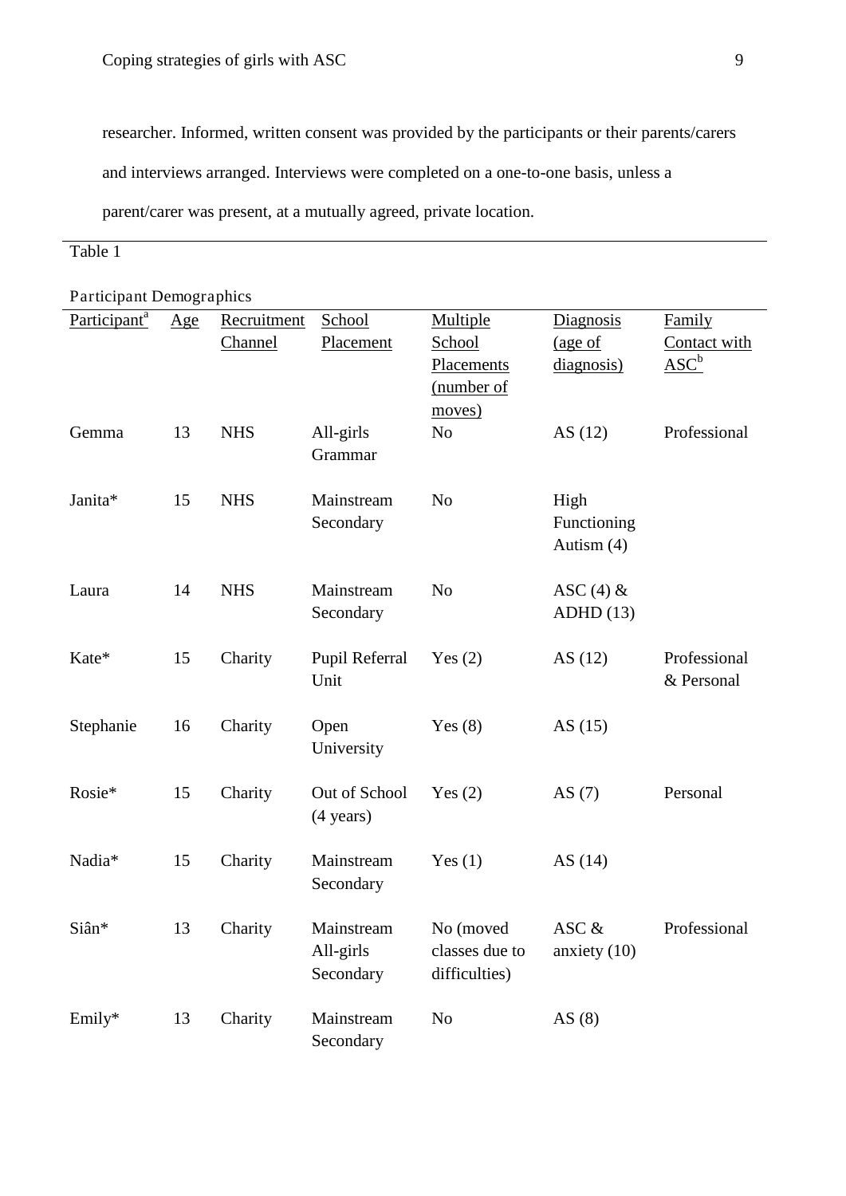researcher. Informed, written consent was provided by the participants or their parents/carers and interviews arranged. Interviews were completed on a one-to-one basis, unless a parent/carer was present, at a mutually agreed, private location.

Table 1

Participant Demographics

| Participant[a] | Age | Recruitment Channel | School Placement | Multiple School Placements (number of moves) | Diagnosis (age of diagnosis) | Family Contact with ASC[b] |
|---|---|---|---|---|---|---|
| Gemma | 13 | NHS | All-girls Grammar | No | AS (12) | Professional |
| Janita* | 15 | NHS | Mainstream Secondary | No | High Functioning Autism (4) | |
| Laura | 14 | NHS | Mainstream Secondary | No | ASC (4) & ADHD (13) | |
| Kate* | 15 | Charity | Pupil Referral Unit | Yes (2) | AS (12) | Professional & Personal |
| Stephanie | 16 | Charity | Open University | Yes (8) | AS (15) | |
| Rosie* | 15 | Charity | Out of School (4 years) | Yes (2) | AS (7) | Personal |
| Nadia* | 15 | Charity | Mainstream Secondary | Yes (1) | AS (14) | |
| Siân* | 13 | Charity | Mainstream All-girls Secondary | No (moved classes due to difficulties) | ASC & anxiety (10) | Professional |
| Emily* | 13 | Charity | Mainstream Secondary | No | AS (8) | |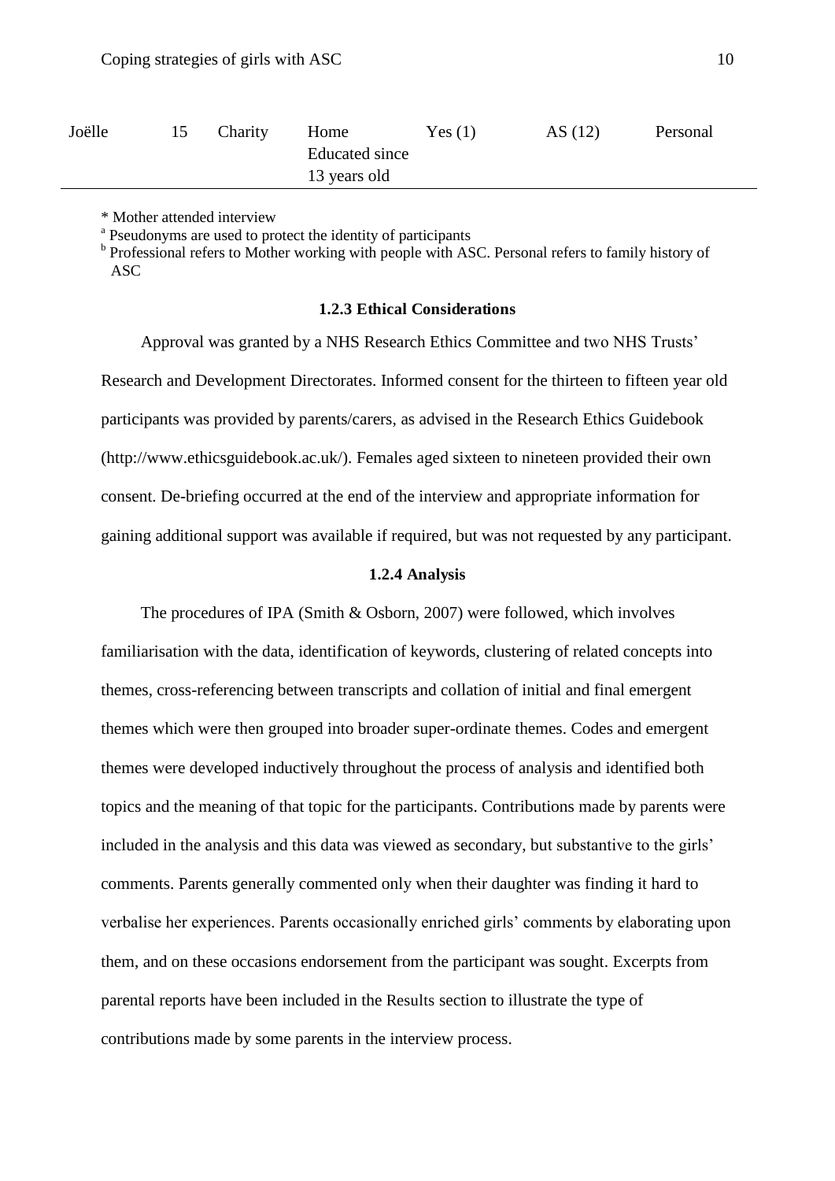| | | | | | | |
|---|---|---|---|---|---|---|
| Joëlle | 15 | Charity | Home Educated since 13 years old | Yes (1) | AS (12) | Personal |

\* Mother attended interview

[a] Pseudonyms are used to protect the identity of participants

[b] Professional refers to Mother working with people with ASC. Personal refers to family history of ASC

### 1.2.3 Ethical Considerations

Approval was granted by a NHS Research Ethics Committee and two NHS Trusts' Research and Development Directorates. Informed consent for the thirteen to fifteen year old participants was provided by parents/carers, as advised in the Research Ethics Guidebook (http://www.ethicsguidebook.ac.uk/). Females aged sixteen to nineteen provided their own consent. De-briefing occurred at the end of the interview and appropriate information for gaining additional support was available if required, but was not requested by any participant.

### 1.2.4 Analysis

The procedures of IPA (Smith & Osborn, 2007) were followed, which involves familiarisation with the data, identification of keywords, clustering of related concepts into themes, cross-referencing between transcripts and collation of initial and final emergent themes which were then grouped into broader super-ordinate themes. Codes and emergent themes were developed inductively throughout the process of analysis and identified both topics and the meaning of that topic for the participants. Contributions made by parents were included in the analysis and this data was viewed as secondary, but substantive to the girls' comments. Parents generally commented only when their daughter was finding it hard to verbalise her experiences. Parents occasionally enriched girls' comments by elaborating upon them, and on these occasions endorsement from the participant was sought. Excerpts from parental reports have been included in the Results section to illustrate the type of contributions made by some parents in the interview process.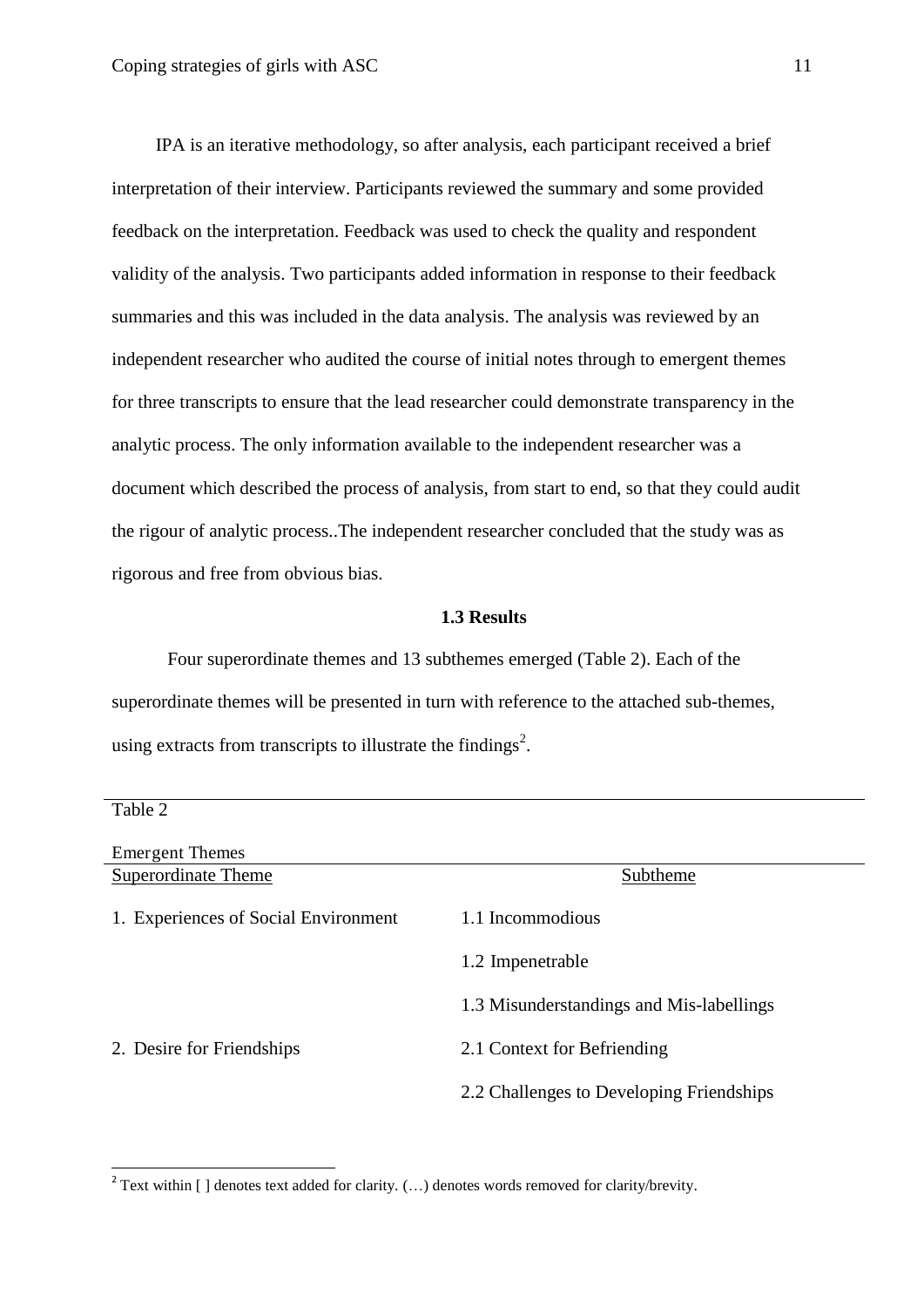IPA is an iterative methodology, so after analysis, each participant received a brief interpretation of their interview. Participants reviewed the summary and some provided feedback on the interpretation. Feedback was used to check the quality and respondent validity of the analysis. Two participants added information in response to their feedback summaries and this was included in the data analysis. The analysis was reviewed by an independent researcher who audited the course of initial notes through to emergent themes for three transcripts to ensure that the lead researcher could demonstrate transparency in the analytic process. The only information available to the independent researcher was a document which described the process of analysis, from start to end, so that they could audit the rigour of analytic process..The independent researcher concluded that the study was as rigorous and free from obvious bias.

### 1.3 Results

Four superordinate themes and 13 subthemes emerged (Table 2). Each of the superordinate themes will be presented in turn with reference to the attached sub-themes, using extracts from transcripts to illustrate the findings[2].

Table 2

Emergent Themes

| Superordinate Theme | Subtheme |
|---|---|
| 1. Experiences of Social Environment | 1.1 Incommodious |
| | 1.2 Impenetrable |
| | 1.3 Misunderstandings and Mis-labellings |
| 2. Desire for Friendships | 2.1 Context for Befriending |
| | 2.2 Challenges to Developing Friendships |

[2] Text within [ ] denotes text added for clarity. (…) denotes words removed for clarity/brevity.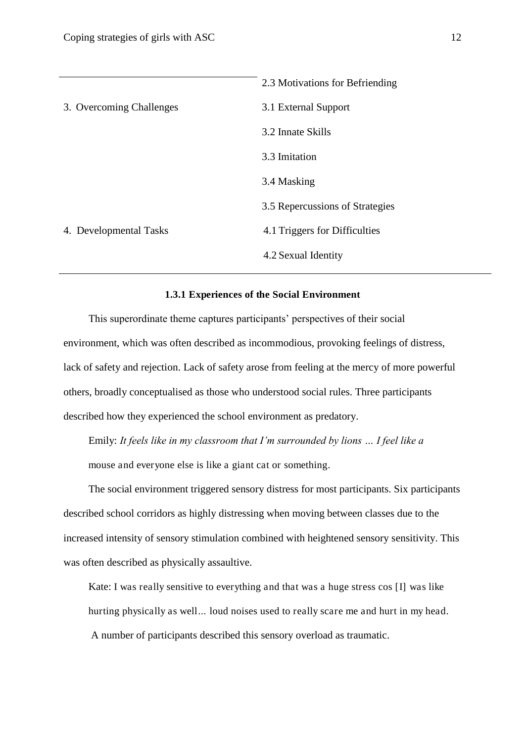| | |
|---|---|
| | 2.3 Motivations for Befriending |
| 3. Overcoming Challenges | 3.1 External Support |
| | 3.2 Innate Skills |
| | 3.3 Imitation |
| | 3.4 Masking |
| | 3.5 Repercussions of Strategies |
| 4. Developmental Tasks | 4.1 Triggers for Difficulties |
| | 4.2 Sexual Identity |

### 1.3.1 Experiences of the Social Environment

This superordinate theme captures participants' perspectives of their social environment, which was often described as incommodious, provoking feelings of distress, lack of safety and rejection. Lack of safety arose from feeling at the mercy of more powerful others, broadly conceptualised as those who understood social rules. Three participants described how they experienced the school environment as predatory.

> Emily: *It feels like in my classroom that I'm surrounded by lions … I feel like a* mouse and everyone else is like a giant cat or something.

The social environment triggered sensory distress for most participants. Six participants described school corridors as highly distressing when moving between classes due to the increased intensity of sensory stimulation combined with heightened sensory sensitivity. This was often described as physically assaultive.

> Kate: I was really sensitive to everything and that was a huge stress cos [I] was like hurting physically as well… loud noises used to really scare me and hurt in my head.

A number of participants described this sensory overload as traumatic.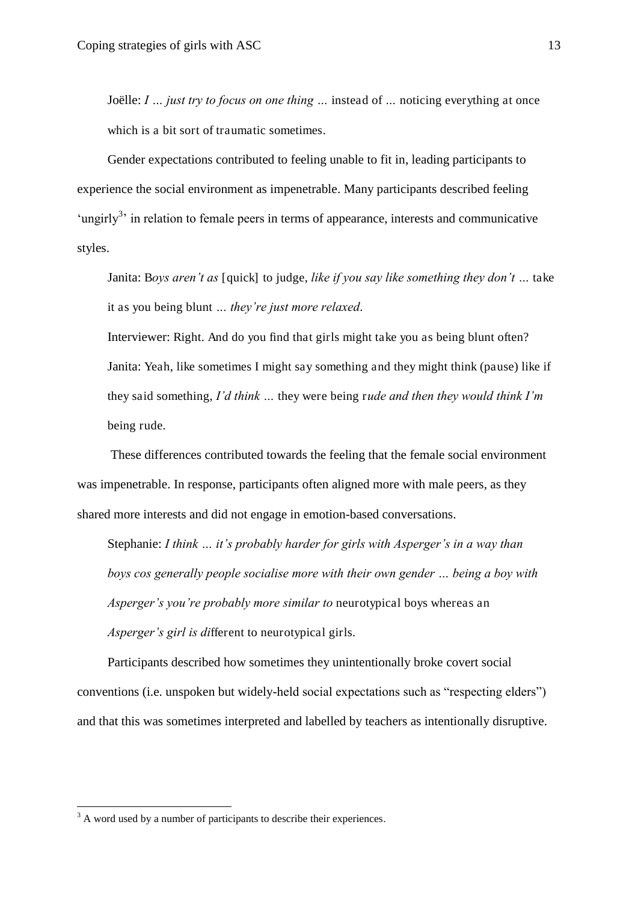Joëlle: *I … just try to focus on one thing …* instead of ... noticing everything at once which is a bit sort of traumatic sometimes.

Gender expectations contributed to feeling unable to fit in, leading participants to experience the social environment as impenetrable. Many participants described feeling 'ungirly[3]' in relation to female peers in terms of appearance, interests and communicative styles.

Janita: B*oys aren't as* [quick] to judge, *like if you say like something they don't …* take it as you being blunt … *they're just more relaxed.*

Interviewer: Right. And do you find that girls might take you as being blunt often?

Janita: Yeah, like sometimes I might say something and they might think (pause) like if they said something, *I'd think …* they were being r*ude and then they would think I'm* being rude.

These differences contributed towards the feeling that the female social environment was impenetrable. In response, participants often aligned more with male peers, as they shared more interests and did not engage in emotion-based conversations.

Stephanie: *I think … it's probably harder for girls with Asperger's in a way than boys cos generally people socialise more with their own gender … being a boy with Asperger's you're probably more similar to* neurotypical boys whereas an *Asperger's girl is di*fferent to neurotypical girls.

Participants described how sometimes they unintentionally broke covert social conventions (i.e. unspoken but widely-held social expectations such as "respecting elders") and that this was sometimes interpreted and labelled by teachers as intentionally disruptive.

[3] A word used by a number of participants to describe their experiences.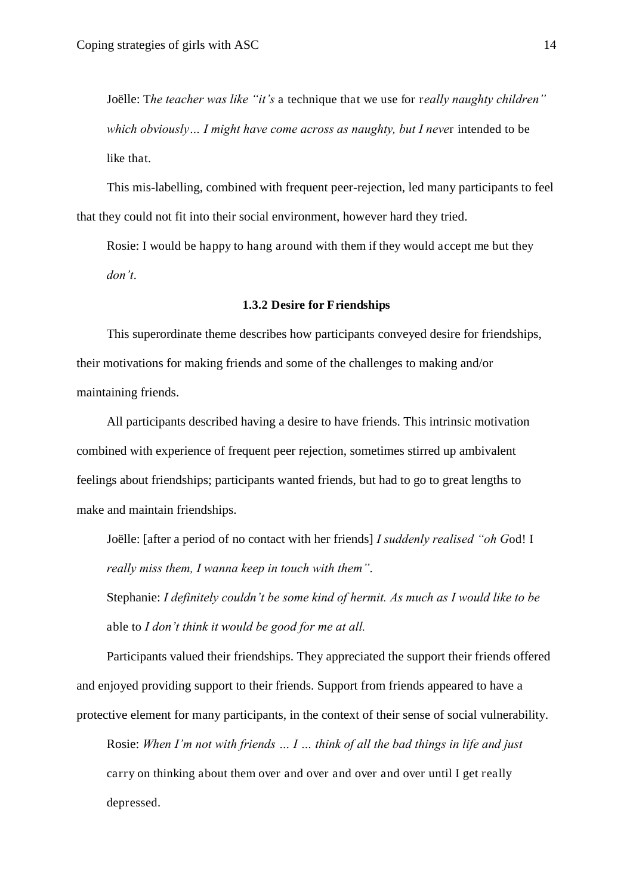Joëlle: T*he teacher was like "it's* a technique that we use for r*eally naughty children" which obviously… I might have come across as naughty, but I neve*r intended to be like that.

This mis-labelling, combined with frequent peer-rejection, led many participants to feel that they could not fit into their social environment, however hard they tried.

Rosie: I would be happy to hang around with them if they would accept me but they *don't*.

### 1.3.2 Desire for Friendships

This superordinate theme describes how participants conveyed desire for friendships, their motivations for making friends and some of the challenges to making and/or maintaining friends.

All participants described having a desire to have friends. This intrinsic motivation combined with experience of frequent peer rejection, sometimes stirred up ambivalent feelings about friendships; participants wanted friends, but had to go to great lengths to make and maintain friendships.

Joëlle: [after a period of no contact with her friends] *I suddenly realised "oh G*od! I *really miss them, I wanna keep in touch with them".*

Stephanie: *I definitely couldn't be some kind of hermit. As much as I would like to be* able to *I don't think it would be good for me at all.*

Participants valued their friendships. They appreciated the support their friends offered and enjoyed providing support to their friends. Support from friends appeared to have a protective element for many participants, in the context of their sense of social vulnerability.

Rosie: *When I'm not with friends … I … think of all the bad things in life and just* carry on thinking about them over and over and over and over until I get really depressed.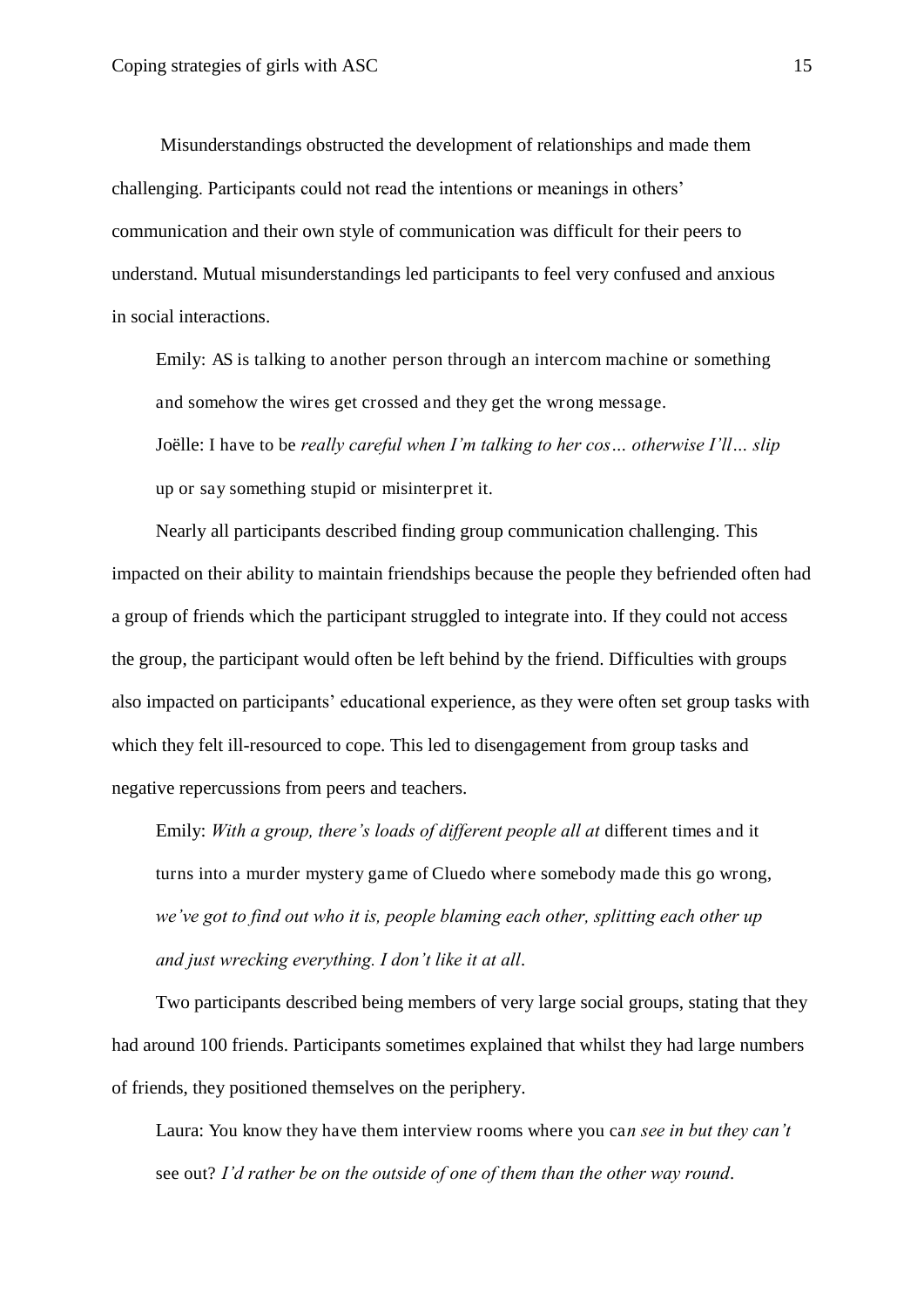Misunderstandings obstructed the development of relationships and made them challenging. Participants could not read the intentions or meanings in others' communication and their own style of communication was difficult for their peers to understand. Mutual misunderstandings led participants to feel very confused and anxious in social interactions.

> Emily: AS is talking to another person through an intercom machine or something and somehow the wires get crossed and they get the wrong message.
>
> Joëlle: I have to be *really careful when I'm talking to her cos… otherwise I'll… slip* up or say something stupid or misinterpret it.

Nearly all participants described finding group communication challenging. This impacted on their ability to maintain friendships because the people they befriended often had a group of friends which the participant struggled to integrate into. If they could not access the group, the participant would often be left behind by the friend. Difficulties with groups also impacted on participants' educational experience, as they were often set group tasks with which they felt ill-resourced to cope. This led to disengagement from group tasks and negative repercussions from peers and teachers.

> Emily: *With a group, there's loads of different people all at* different times and it turns into a murder mystery game of Cluedo where somebody made this go wrong, *we've got to find out who it is, people blaming each other, splitting each other up and just wrecking everything. I don't like it at all*.

Two participants described being members of very large social groups, stating that they had around 100 friends. Participants sometimes explained that whilst they had large numbers of friends, they positioned themselves on the periphery.

> Laura: You know they have them interview rooms where you ca*n see in but they can't* see out? *I'd rather be on the outside of one of them than the other way round*.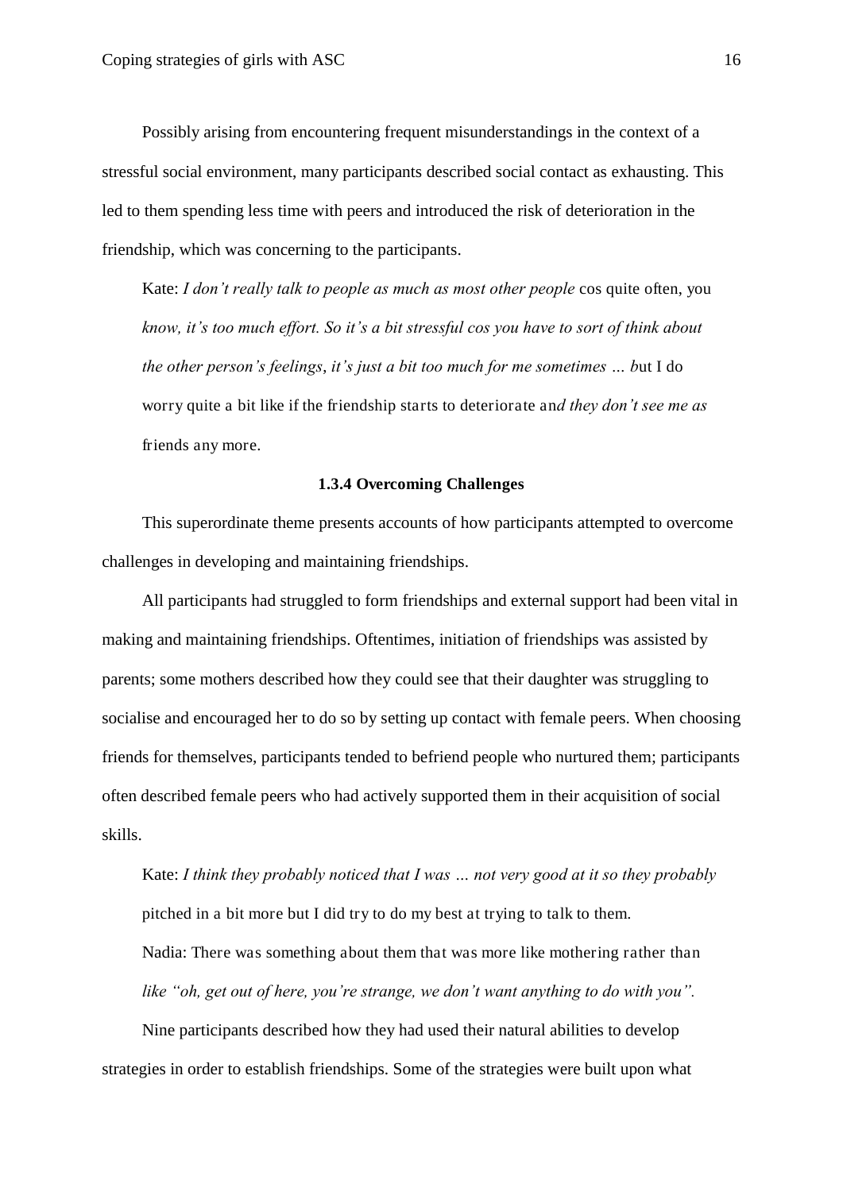Possibly arising from encountering frequent misunderstandings in the context of a stressful social environment, many participants described social contact as exhausting. This led to them spending less time with peers and introduced the risk of deterioration in the friendship, which was concerning to the participants.

> Kate: *I don't really talk to people as much as most other people* cos quite often, you *know, it's too much effort. So it's a bit stressful cos you have to sort of think about the other person's feelings*, *it's just a bit too much for me sometimes … b*ut I do worry quite a bit like if the friendship starts to deteriorate an*d they don't see me as* friends any more.

### 1.3.4 Overcoming Challenges

This superordinate theme presents accounts of how participants attempted to overcome challenges in developing and maintaining friendships.

All participants had struggled to form friendships and external support had been vital in making and maintaining friendships. Oftentimes, initiation of friendships was assisted by parents; some mothers described how they could see that their daughter was struggling to socialise and encouraged her to do so by setting up contact with female peers. When choosing friends for themselves, participants tended to befriend people who nurtured them; participants often described female peers who had actively supported them in their acquisition of social skills.

> Kate: *I think they probably noticed that I was … not very good at it so they probably* pitched in a bit more but I did try to do my best at trying to talk to them.
>
> Nadia: There was something about them that was more like mothering rather than *like "oh, get out of here, you're strange, we don't want anything to do with you".*

Nine participants described how they had used their natural abilities to develop strategies in order to establish friendships. Some of the strategies were built upon what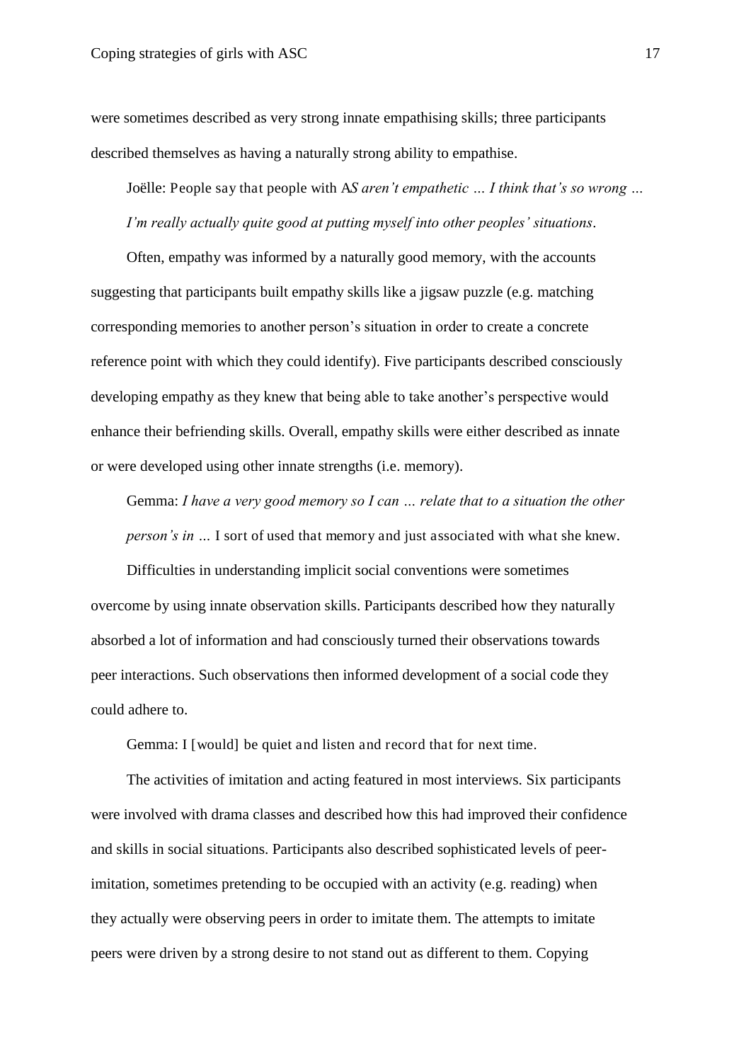were sometimes described as very strong innate empathising skills; three participants described themselves as having a naturally strong ability to empathise.

Joëlle: People say that people with A*S aren't empathetic … I think that's so wrong … I'm really actually quite good at putting myself into other peoples' situations*.

Often, empathy was informed by a naturally good memory, with the accounts suggesting that participants built empathy skills like a jigsaw puzzle (e.g. matching corresponding memories to another person's situation in order to create a concrete reference point with which they could identify). Five participants described consciously developing empathy as they knew that being able to take another's perspective would enhance their befriending skills. Overall, empathy skills were either described as innate or were developed using other innate strengths (i.e. memory).

Gemma: *I have a very good memory so I can … relate that to a situation the other person's in …* I sort of used that memory and just associated with what she knew.

Difficulties in understanding implicit social conventions were sometimes overcome by using innate observation skills. Participants described how they naturally absorbed a lot of information and had consciously turned their observations towards peer interactions. Such observations then informed development of a social code they could adhere to.

Gemma: I [would] be quiet and listen and record that for next time.

The activities of imitation and acting featured in most interviews. Six participants were involved with drama classes and described how this had improved their confidence and skills in social situations. Participants also described sophisticated levels of peer-imitation, sometimes pretending to be occupied with an activity (e.g. reading) when they actually were observing peers in order to imitate them. The attempts to imitate peers were driven by a strong desire to not stand out as different to them. Copying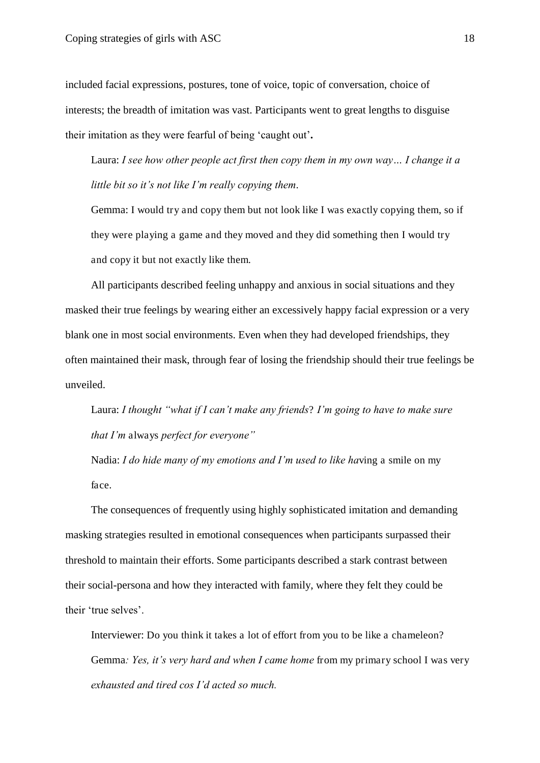included facial expressions, postures, tone of voice, topic of conversation, choice of interests; the breadth of imitation was vast. Participants went to great lengths to disguise their imitation as they were fearful of being 'caught out'**.**

> Laura: *I see how other people act first then copy them in my own way… I change it a little bit so it's not like I'm really copying them*.
>
> Gemma: I would try and copy them but not look like I was exactly copying them, so if they were playing a game and they moved and they did something then I would try and copy it but not exactly like them.

All participants described feeling unhappy and anxious in social situations and they masked their true feelings by wearing either an excessively happy facial expression or a very blank one in most social environments. Even when they had developed friendships, they often maintained their mask, through fear of losing the friendship should their true feelings be unveiled.

> Laura: *I thought "what if I can't make any friends*? *I'm going to have to make sure that I'm* always *perfect for everyone"*
>
> Nadia: *I do hide many of my emotions and I'm used to like ha*ving a smile on my face.

The consequences of frequently using highly sophisticated imitation and demanding masking strategies resulted in emotional consequences when participants surpassed their threshold to maintain their efforts. Some participants described a stark contrast between their social-persona and how they interacted with family, where they felt they could be their 'true selves'.

> Interviewer: Do you think it takes a lot of effort from you to be like a chameleon?
>
> Gemma*: Yes, it's very hard and when I came home* from my primary school I was very *exhausted and tired cos I'd acted so much.*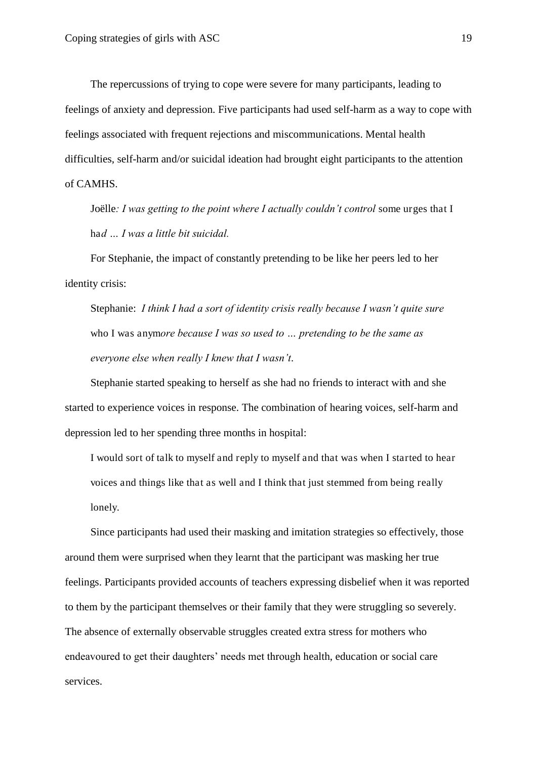The repercussions of trying to cope were severe for many participants, leading to feelings of anxiety and depression. Five participants had used self-harm as a way to cope with feelings associated with frequent rejections and miscommunications. Mental health difficulties, self-harm and/or suicidal ideation had brought eight participants to the attention of CAMHS.

> Joëlle*: I was getting to the point where I actually couldn't control* some urges that I ha*d … I was a little bit suicidal.*

For Stephanie, the impact of constantly pretending to be like her peers led to her identity crisis:

> Stephanie: *I think I had a sort of identity crisis really because I wasn't quite sure* who I was anym*ore because I was so used to … pretending to be the same as everyone else when really I knew that I wasn't*.

Stephanie started speaking to herself as she had no friends to interact with and she started to experience voices in response. The combination of hearing voices, self-harm and depression led to her spending three months in hospital:

> I would sort of talk to myself and reply to myself and that was when I started to hear voices and things like that as well and I think that just stemmed from being really lonely.

Since participants had used their masking and imitation strategies so effectively, those around them were surprised when they learnt that the participant was masking her true feelings. Participants provided accounts of teachers expressing disbelief when it was reported to them by the participant themselves or their family that they were struggling so severely. The absence of externally observable struggles created extra stress for mothers who endeavoured to get their daughters' needs met through health, education or social care services.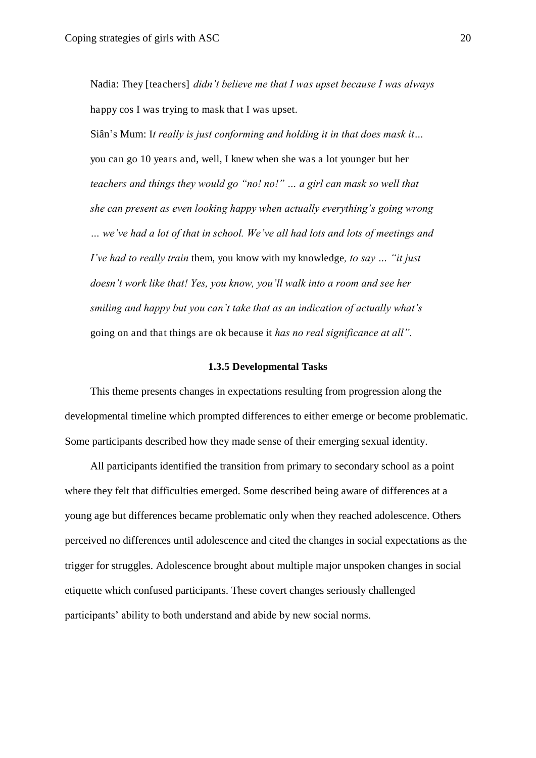Nadia: They [teachers] *didn't believe me that I was upset because I was always* happy cos I was trying to mask that I was upset.

Siân's Mum: I*t really is just conforming and holding it in that does mask it…* you can go 10 years and, well, I knew when she was a lot younger but her *teachers and things they would go "no! no!" … a girl can mask so well that she can present as even looking happy when actually everything's going wrong … we've had a lot of that in school. We've all had lots and lots of meetings and I've had to really train* them, you know with my knowledge*, to say … "it just doesn't work like that! Yes, you know, you'll walk into a room and see her smiling and happy but you can't take that as an indication of actually what's* going on and that things are ok because it *has no real significance at all".*

### 1.3.5 Developmental Tasks

This theme presents changes in expectations resulting from progression along the developmental timeline which prompted differences to either emerge or become problematic. Some participants described how they made sense of their emerging sexual identity.

All participants identified the transition from primary to secondary school as a point where they felt that difficulties emerged. Some described being aware of differences at a young age but differences became problematic only when they reached adolescence. Others perceived no differences until adolescence and cited the changes in social expectations as the trigger for struggles. Adolescence brought about multiple major unspoken changes in social etiquette which confused participants. These covert changes seriously challenged participants' ability to both understand and abide by new social norms.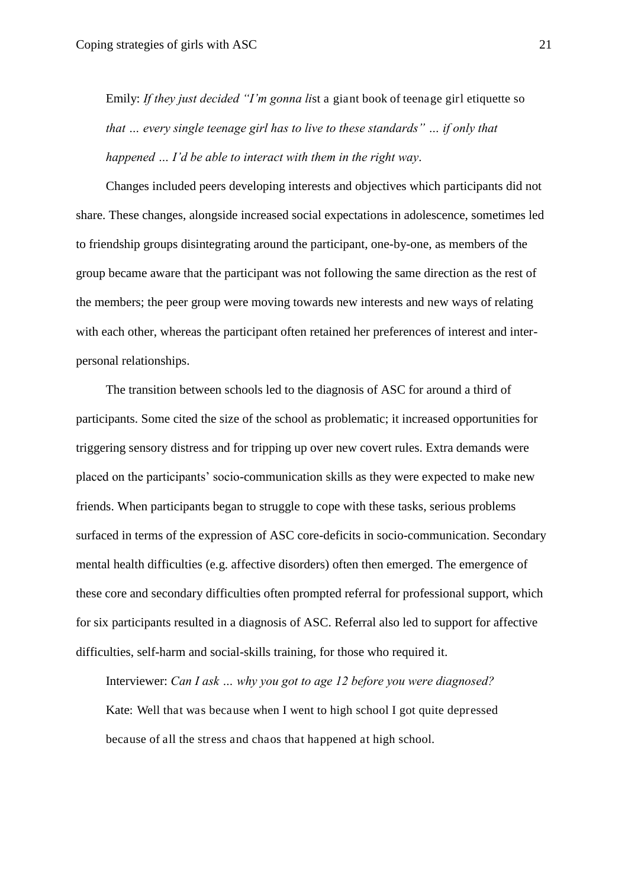Emily: *If they just decided "I'm gonna li*st a giant book of teenage girl etiquette so *that … every single teenage girl has to live to these standards" … if only that happened … I'd be able to interact with them in the right way*.

Changes included peers developing interests and objectives which participants did not share. These changes, alongside increased social expectations in adolescence, sometimes led to friendship groups disintegrating around the participant, one-by-one, as members of the group became aware that the participant was not following the same direction as the rest of the members; the peer group were moving towards new interests and new ways of relating with each other, whereas the participant often retained her preferences of interest and inter-personal relationships.

The transition between schools led to the diagnosis of ASC for around a third of participants. Some cited the size of the school as problematic; it increased opportunities for triggering sensory distress and for tripping up over new covert rules. Extra demands were placed on the participants' socio-communication skills as they were expected to make new friends. When participants began to struggle to cope with these tasks, serious problems surfaced in terms of the expression of ASC core-deficits in socio-communication. Secondary mental health difficulties (e.g. affective disorders) often then emerged. The emergence of these core and secondary difficulties often prompted referral for professional support, which for six participants resulted in a diagnosis of ASC. Referral also led to support for affective difficulties, self-harm and social-skills training, for those who required it.

Interviewer: *Can I ask … why you got to age 12 before you were diagnosed?*

Kate: Well that was because when I went to high school I got quite depressed because of all the stress and chaos that happened at high school.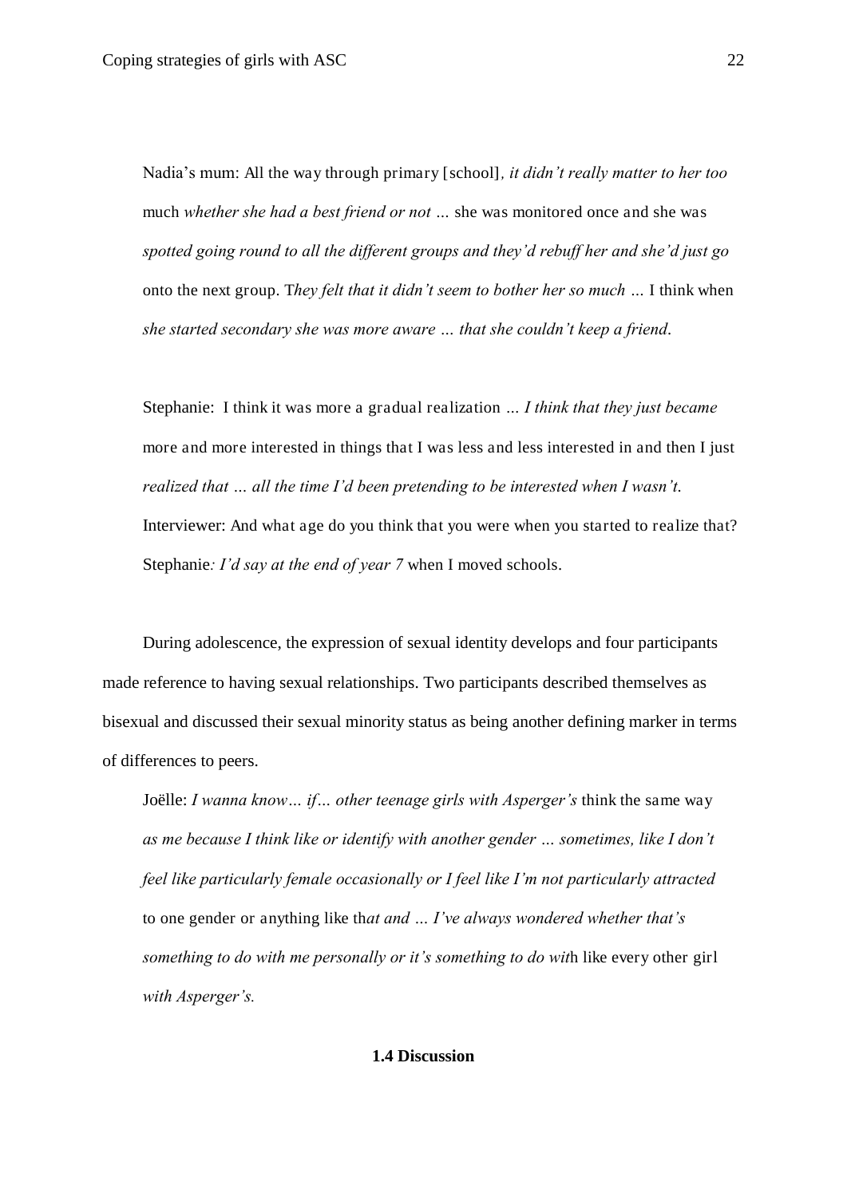Nadia's mum: All the way through primary [school], *it didn't really matter to her too* much *whether she had a best friend or not …* she was monitored once and she was *spotted going round to all the different groups and they'd rebuff her and she'd just go* onto the next group. T*hey felt that it didn't seem to bother her so much …* I think when *she started secondary she was more aware … that she couldn't keep a friend.*

Stephanie: I think it was more a gradual realization … *I think that they just became* more and more interested in things that I was less and less interested in and then I just *realized that … all the time I'd been pretending to be interested when I wasn't.*
Interviewer: And what age do you think that you were when you started to realize that?
Stephanie*: I'd say at the end of year 7* when I moved schools.

During adolescence, the expression of sexual identity develops and four participants made reference to having sexual relationships. Two participants described themselves as bisexual and discussed their sexual minority status as being another defining marker in terms of differences to peers.

Joëlle: *I wanna know… if… other teenage girls with Asperger's* think the same way *as me because I think like or identify with another gender … sometimes, like I don't feel like particularly female occasionally or I feel like I'm not particularly attracted* to one gender or anything like th*at and … I've always wondered whether that's something to do with me personally or it's something to do wit*h like every other girl *with Asperger's.*

## 1.4 Discussion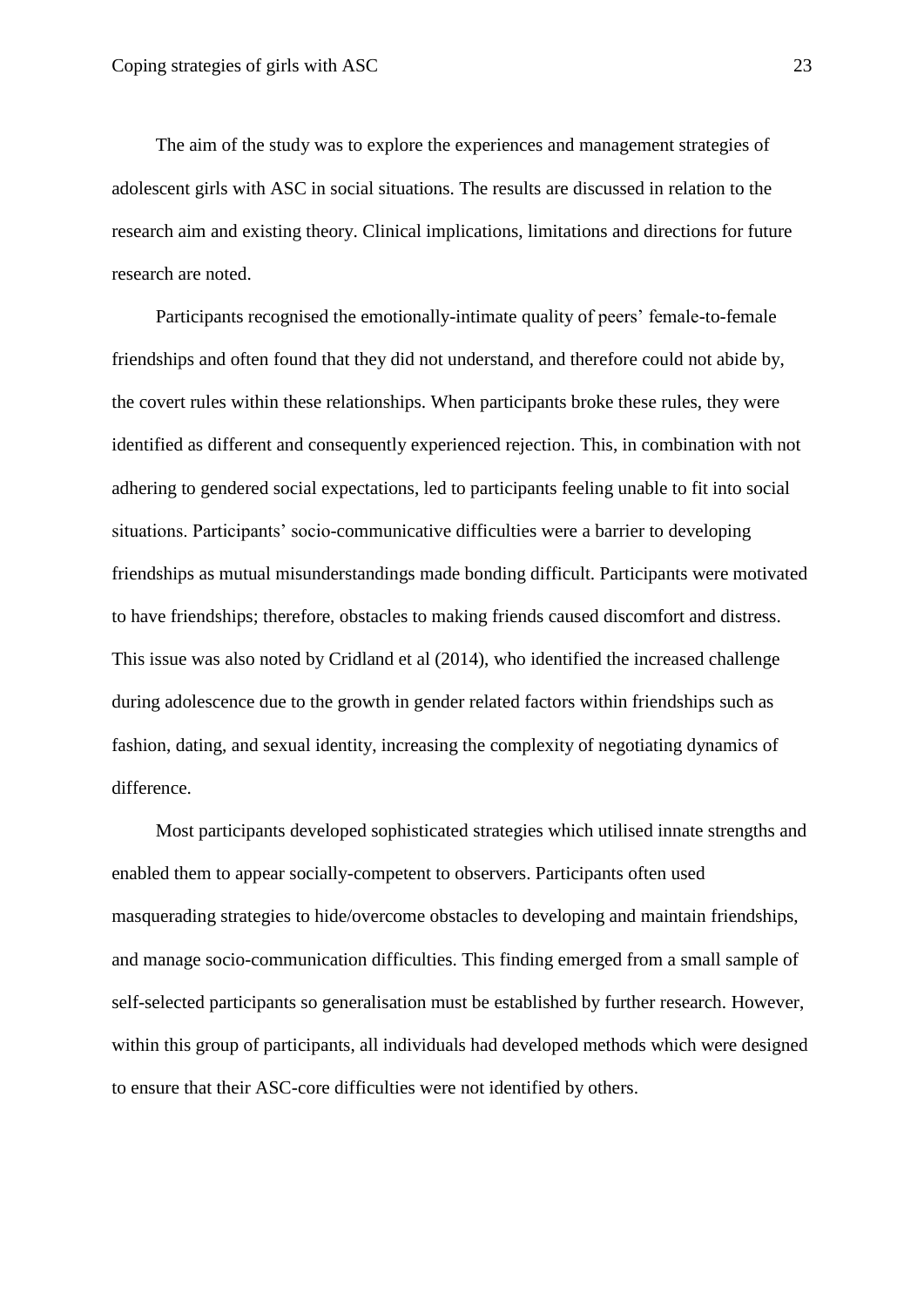The aim of the study was to explore the experiences and management strategies of adolescent girls with ASC in social situations. The results are discussed in relation to the research aim and existing theory. Clinical implications, limitations and directions for future research are noted.

Participants recognised the emotionally-intimate quality of peers' female-to-female friendships and often found that they did not understand, and therefore could not abide by, the covert rules within these relationships. When participants broke these rules, they were identified as different and consequently experienced rejection. This, in combination with not adhering to gendered social expectations, led to participants feeling unable to fit into social situations. Participants' socio-communicative difficulties were a barrier to developing friendships as mutual misunderstandings made bonding difficult. Participants were motivated to have friendships; therefore, obstacles to making friends caused discomfort and distress. This issue was also noted by Cridland et al (2014), who identified the increased challenge during adolescence due to the growth in gender related factors within friendships such as fashion, dating, and sexual identity, increasing the complexity of negotiating dynamics of difference.

Most participants developed sophisticated strategies which utilised innate strengths and enabled them to appear socially-competent to observers. Participants often used masquerading strategies to hide/overcome obstacles to developing and maintain friendships, and manage socio-communication difficulties. This finding emerged from a small sample of self-selected participants so generalisation must be established by further research. However, within this group of participants, all individuals had developed methods which were designed to ensure that their ASC-core difficulties were not identified by others.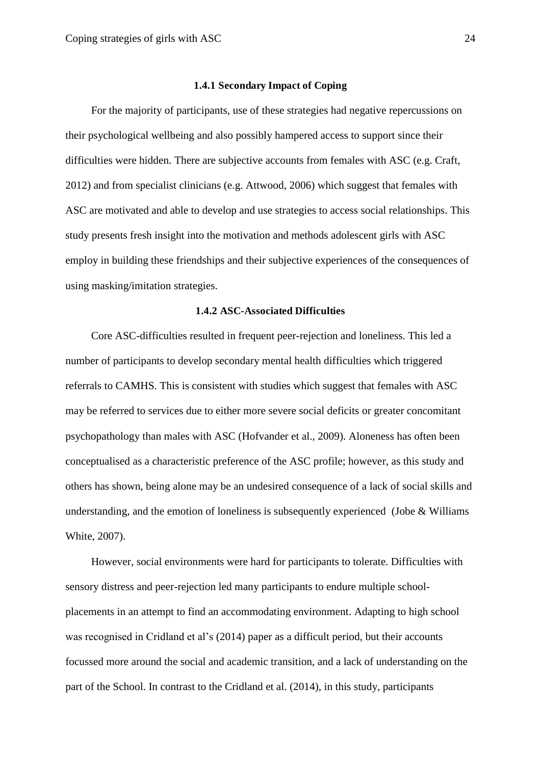### 1.4.1 Secondary Impact of Coping

For the majority of participants, use of these strategies had negative repercussions on their psychological wellbeing and also possibly hampered access to support since their difficulties were hidden. There are subjective accounts from females with ASC (e.g. Craft, 2012) and from specialist clinicians (e.g. Attwood, 2006) which suggest that females with ASC are motivated and able to develop and use strategies to access social relationships. This study presents fresh insight into the motivation and methods adolescent girls with ASC employ in building these friendships and their subjective experiences of the consequences of using masking/imitation strategies.

### 1.4.2 ASC-Associated Difficulties

Core ASC-difficulties resulted in frequent peer-rejection and loneliness. This led a number of participants to develop secondary mental health difficulties which triggered referrals to CAMHS. This is consistent with studies which suggest that females with ASC may be referred to services due to either more severe social deficits or greater concomitant psychopathology than males with ASC (Hofvander et al., 2009). Aloneness has often been conceptualised as a characteristic preference of the ASC profile; however, as this study and others has shown, being alone may be an undesired consequence of a lack of social skills and understanding, and the emotion of loneliness is subsequently experienced (Jobe & Williams White, 2007).

However, social environments were hard for participants to tolerate. Difficulties with sensory distress and peer-rejection led many participants to endure multiple school-placements in an attempt to find an accommodating environment. Adapting to high school was recognised in Cridland et al's (2014) paper as a difficult period, but their accounts focussed more around the social and academic transition, and a lack of understanding on the part of the School. In contrast to the Cridland et al. (2014), in this study, participants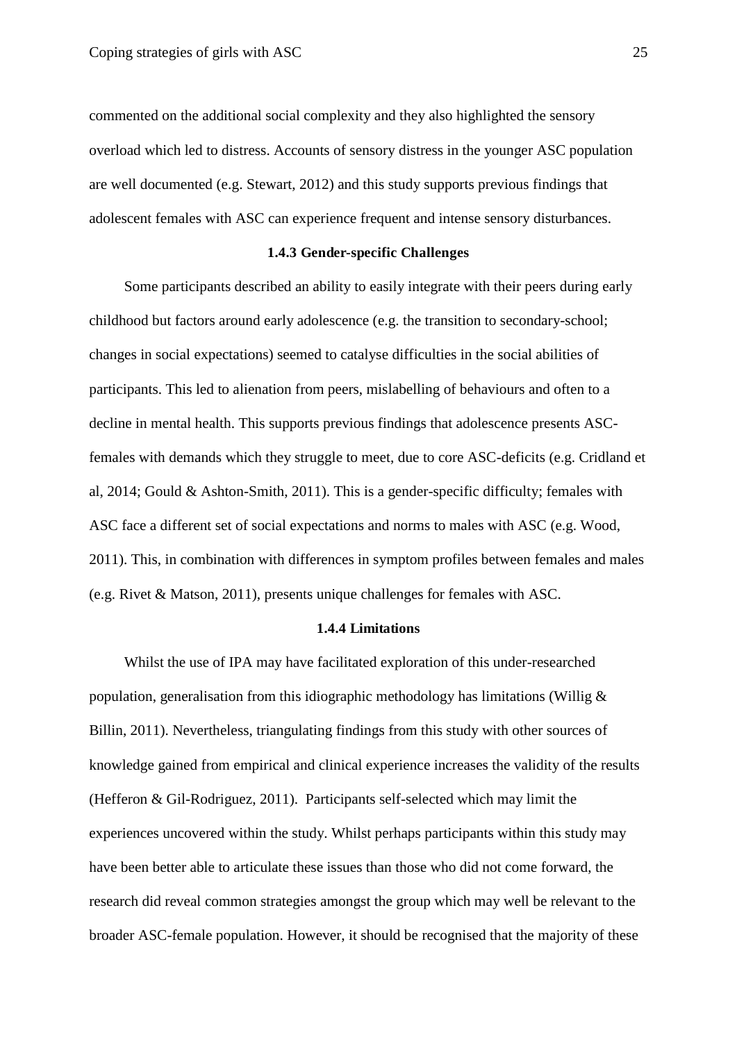commented on the additional social complexity and they also highlighted the sensory overload which led to distress. Accounts of sensory distress in the younger ASC population are well documented (e.g. Stewart, 2012) and this study supports previous findings that adolescent females with ASC can experience frequent and intense sensory disturbances.

### 1.4.3 Gender-specific Challenges

Some participants described an ability to easily integrate with their peers during early childhood but factors around early adolescence (e.g. the transition to secondary-school; changes in social expectations) seemed to catalyse difficulties in the social abilities of participants. This led to alienation from peers, mislabelling of behaviours and often to a decline in mental health. This supports previous findings that adolescence presents ASC-females with demands which they struggle to meet, due to core ASC-deficits (e.g. Cridland et al, 2014; Gould & Ashton-Smith, 2011). This is a gender-specific difficulty; females with ASC face a different set of social expectations and norms to males with ASC (e.g. Wood, 2011). This, in combination with differences in symptom profiles between females and males (e.g. Rivet & Matson, 2011), presents unique challenges for females with ASC.

### 1.4.4 Limitations

Whilst the use of IPA may have facilitated exploration of this under-researched population, generalisation from this idiographic methodology has limitations (Willig & Billin, 2011). Nevertheless, triangulating findings from this study with other sources of knowledge gained from empirical and clinical experience increases the validity of the results (Hefferon & Gil-Rodriguez, 2011). Participants self-selected which may limit the experiences uncovered within the study. Whilst perhaps participants within this study may have been better able to articulate these issues than those who did not come forward, the research did reveal common strategies amongst the group which may well be relevant to the broader ASC-female population. However, it should be recognised that the majority of these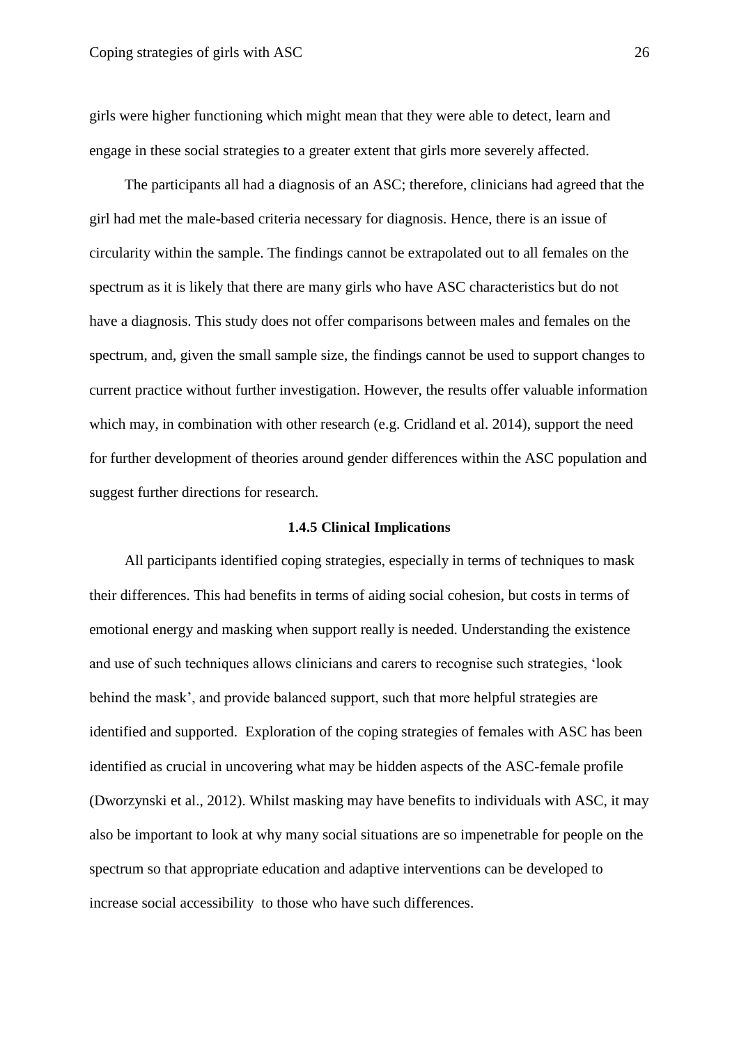girls were higher functioning which might mean that they were able to detect, learn and engage in these social strategies to a greater extent that girls more severely affected.

The participants all had a diagnosis of an ASC; therefore, clinicians had agreed that the girl had met the male-based criteria necessary for diagnosis. Hence, there is an issue of circularity within the sample. The findings cannot be extrapolated out to all females on the spectrum as it is likely that there are many girls who have ASC characteristics but do not have a diagnosis. This study does not offer comparisons between males and females on the spectrum, and, given the small sample size, the findings cannot be used to support changes to current practice without further investigation. However, the results offer valuable information which may, in combination with other research (e.g. Cridland et al. 2014), support the need for further development of theories around gender differences within the ASC population and suggest further directions for research.

### 1.4.5 Clinical Implications

All participants identified coping strategies, especially in terms of techniques to mask their differences. This had benefits in terms of aiding social cohesion, but costs in terms of emotional energy and masking when support really is needed. Understanding the existence and use of such techniques allows clinicians and carers to recognise such strategies, 'look behind the mask', and provide balanced support, such that more helpful strategies are identified and supported. Exploration of the coping strategies of females with ASC has been identified as crucial in uncovering what may be hidden aspects of the ASC-female profile (Dworzynski et al., 2012). Whilst masking may have benefits to individuals with ASC, it may also be important to look at why many social situations are so impenetrable for people on the spectrum so that appropriate education and adaptive interventions can be developed to increase social accessibility to those who have such differences.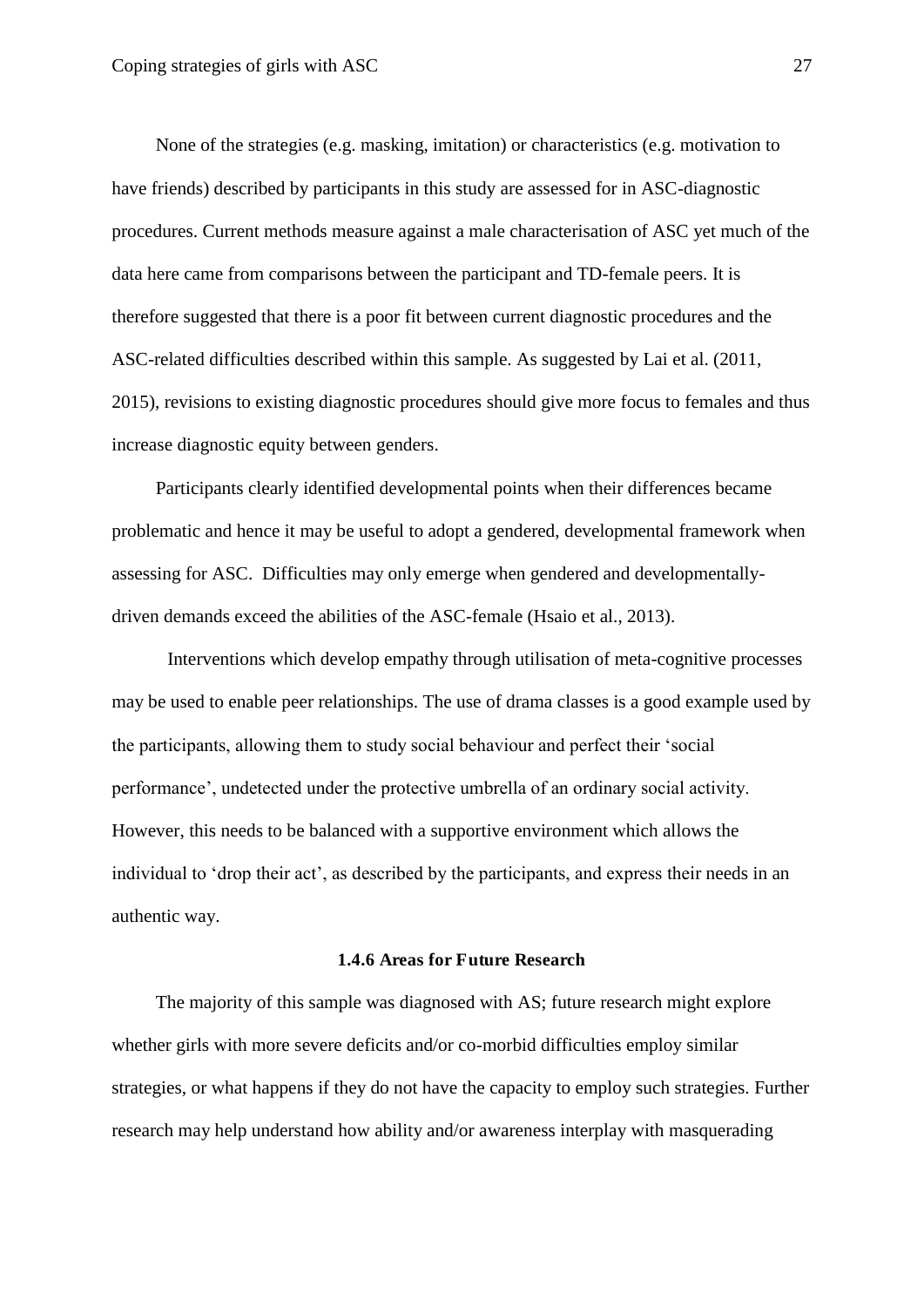None of the strategies (e.g. masking, imitation) or characteristics (e.g. motivation to have friends) described by participants in this study are assessed for in ASC-diagnostic procedures. Current methods measure against a male characterisation of ASC yet much of the data here came from comparisons between the participant and TD-female peers. It is therefore suggested that there is a poor fit between current diagnostic procedures and the ASC-related difficulties described within this sample. As suggested by Lai et al. (2011, 2015), revisions to existing diagnostic procedures should give more focus to females and thus increase diagnostic equity between genders.

Participants clearly identified developmental points when their differences became problematic and hence it may be useful to adopt a gendered, developmental framework when assessing for ASC. Difficulties may only emerge when gendered and developmentally-driven demands exceed the abilities of the ASC-female (Hsaio et al., 2013).

Interventions which develop empathy through utilisation of meta-cognitive processes may be used to enable peer relationships. The use of drama classes is a good example used by the participants, allowing them to study social behaviour and perfect their 'social performance', undetected under the protective umbrella of an ordinary social activity. However, this needs to be balanced with a supportive environment which allows the individual to 'drop their act', as described by the participants, and express their needs in an authentic way.

#### 1.4.6 Areas for Future Research

The majority of this sample was diagnosed with AS; future research might explore whether girls with more severe deficits and/or co-morbid difficulties employ similar strategies, or what happens if they do not have the capacity to employ such strategies. Further research may help understand how ability and/or awareness interplay with masquerading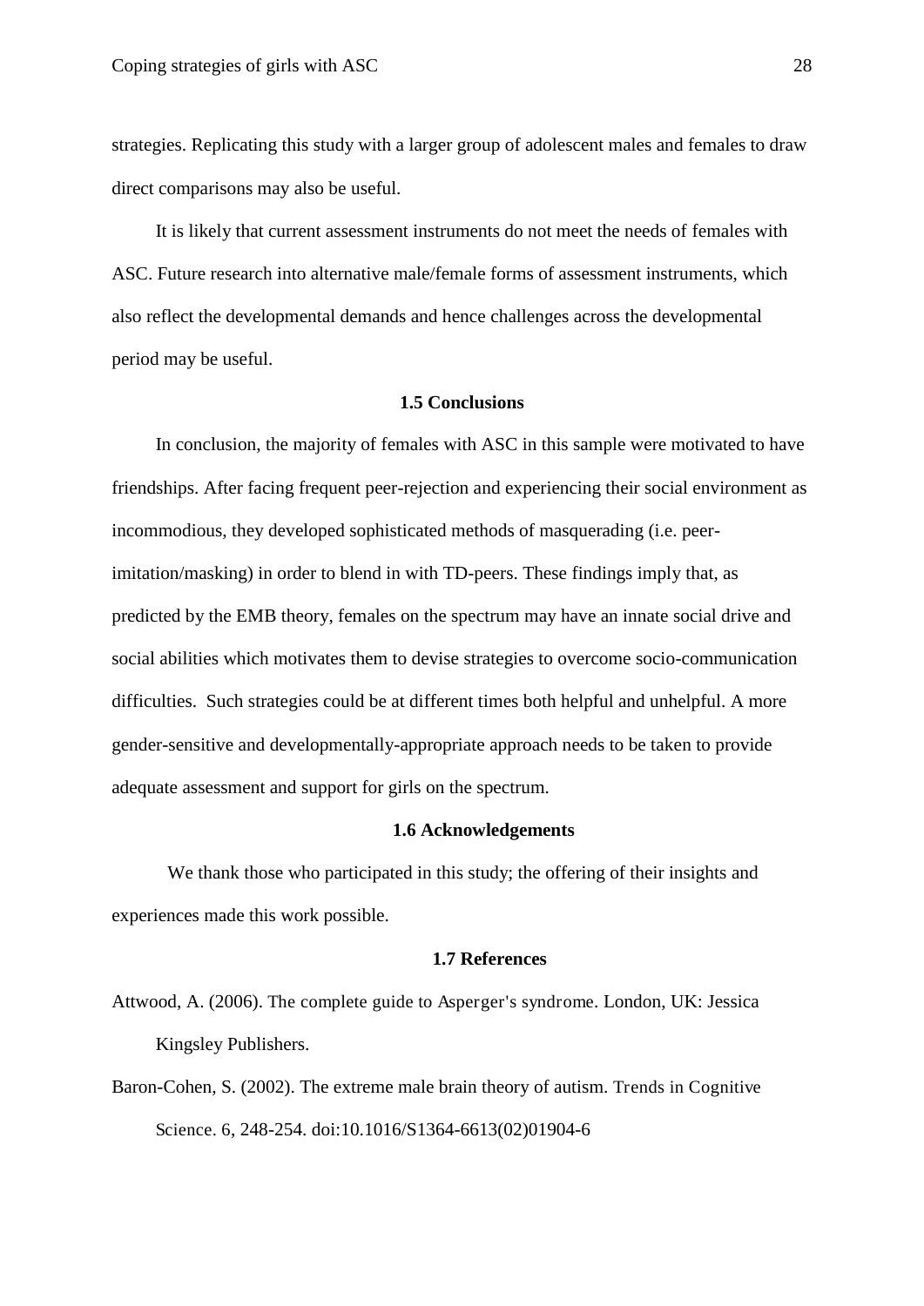strategies. Replicating this study with a larger group of adolescent males and females to draw direct comparisons may also be useful.

It is likely that current assessment instruments do not meet the needs of females with ASC. Future research into alternative male/female forms of assessment instruments, which also reflect the developmental demands and hence challenges across the developmental period may be useful.

## 1.5 Conclusions

In conclusion, the majority of females with ASC in this sample were motivated to have friendships. After facing frequent peer-rejection and experiencing their social environment as incommodious, they developed sophisticated methods of masquerading (i.e. peer-imitation/masking) in order to blend in with TD-peers. These findings imply that, as predicted by the EMB theory, females on the spectrum may have an innate social drive and social abilities which motivates them to devise strategies to overcome socio-communication difficulties. Such strategies could be at different times both helpful and unhelpful. A more gender-sensitive and developmentally-appropriate approach needs to be taken to provide adequate assessment and support for girls on the spectrum.

## 1.6 Acknowledgements

We thank those who participated in this study; the offering of their insights and experiences made this work possible.

## 1.7 References

Attwood, A. (2006). The complete guide to Asperger's syndrome. London, UK: Jessica Kingsley Publishers.

Baron-Cohen, S. (2002). The extreme male brain theory of autism. Trends in Cognitive Science. 6, 248-254. doi:10.1016/S1364-6613(02)01904-6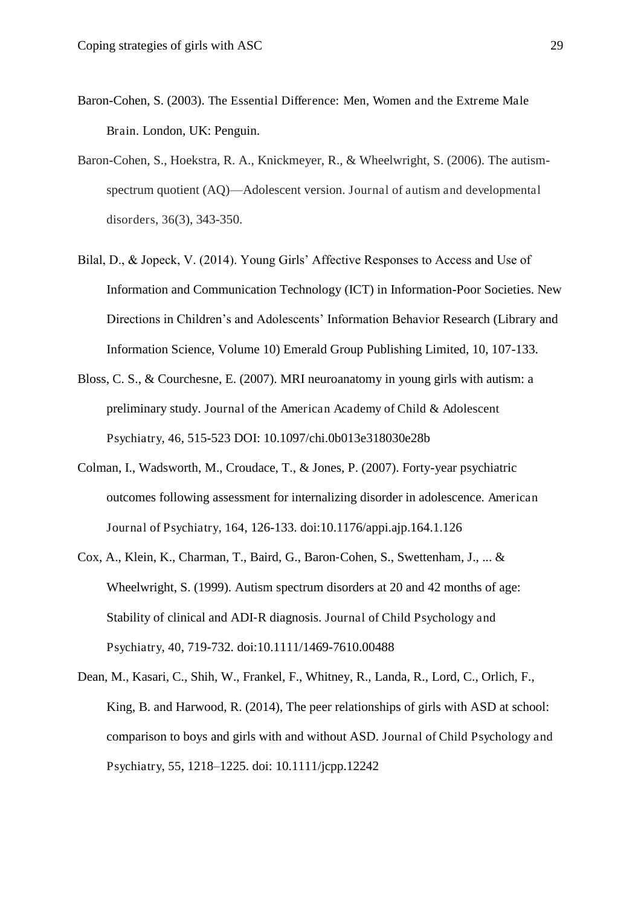Baron-Cohen, S. (2003). The Essential Difference: Men, Women and the Extreme Male Brain. London, UK: Penguin.

Baron-Cohen, S., Hoekstra, R. A., Knickmeyer, R., & Wheelwright, S. (2006). The autism-spectrum quotient (AQ)—Adolescent version. Journal of autism and developmental disorders, 36(3), 343-350.

Bilal, D., & Jopeck, V. (2014). Young Girls' Affective Responses to Access and Use of Information and Communication Technology (ICT) in Information-Poor Societies. New Directions in Children's and Adolescents' Information Behavior Research (Library and Information Science, Volume 10) Emerald Group Publishing Limited, 10, 107-133.

Bloss, C. S., & Courchesne, E. (2007). MRI neuroanatomy in young girls with autism: a preliminary study. Journal of the American Academy of Child & Adolescent Psychiatry, 46, 515-523 DOI: 10.1097/chi.0b013e318030e28b

Colman, I., Wadsworth, M., Croudace, T., & Jones, P. (2007). Forty-year psychiatric outcomes following assessment for internalizing disorder in adolescence. American Journal of Psychiatry, 164, 126-133. doi:10.1176/appi.ajp.164.1.126

Cox, A., Klein, K., Charman, T., Baird, G., Baron-Cohen, S., Swettenham, J., ... & Wheelwright, S. (1999). Autism spectrum disorders at 20 and 42 months of age: Stability of clinical and ADI-R diagnosis. Journal of Child Psychology and Psychiatry, 40, 719-732. doi:10.1111/1469-7610.00488

Dean, M., Kasari, C., Shih, W., Frankel, F., Whitney, R., Landa, R., Lord, C., Orlich, F., King, B. and Harwood, R. (2014), The peer relationships of girls with ASD at school: comparison to boys and girls with and without ASD. Journal of Child Psychology and Psychiatry, 55, 1218–1225. doi: 10.1111/jcpp.12242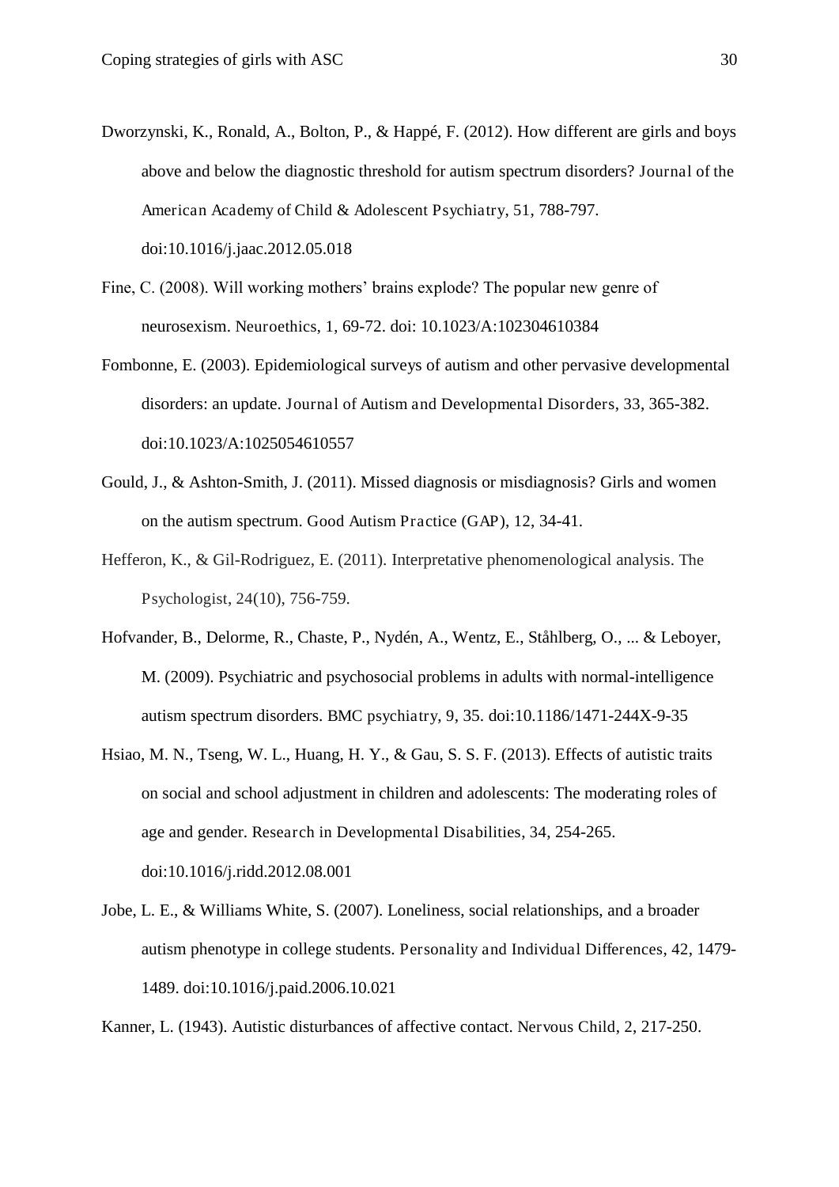Dworzynski, K., Ronald, A., Bolton, P., & Happé, F. (2012). How different are girls and boys above and below the diagnostic threshold for autism spectrum disorders? Journal of the American Academy of Child & Adolescent Psychiatry, 51, 788-797. doi:10.1016/j.jaac.2012.05.018

Fine, C. (2008). Will working mothers' brains explode? The popular new genre of neurosexism. Neuroethics, 1, 69-72. doi: 10.1023/A:102304610384

Fombonne, E. (2003). Epidemiological surveys of autism and other pervasive developmental disorders: an update. Journal of Autism and Developmental Disorders, 33, 365-382. doi:10.1023/A:1025054610557

Gould, J., & Ashton-Smith, J. (2011). Missed diagnosis or misdiagnosis? Girls and women on the autism spectrum. Good Autism Practice (GAP), 12, 34-41.

Hefferon, K., & Gil-Rodriguez, E. (2011). Interpretative phenomenological analysis. The Psychologist, 24(10), 756-759.

Hofvander, B., Delorme, R., Chaste, P., Nydén, A., Wentz, E., Ståhlberg, O., ... & Leboyer, M. (2009). Psychiatric and psychosocial problems in adults with normal-intelligence autism spectrum disorders. BMC psychiatry, 9, 35. doi:10.1186/1471-244X-9-35

Hsiao, M. N., Tseng, W. L., Huang, H. Y., & Gau, S. S. F. (2013). Effects of autistic traits on social and school adjustment in children and adolescents: The moderating roles of age and gender. Research in Developmental Disabilities, 34, 254-265. doi:10.1016/j.ridd.2012.08.001

Jobe, L. E., & Williams White, S. (2007). Loneliness, social relationships, and a broader autism phenotype in college students. Personality and Individual Differences, 42, 1479-1489. doi:10.1016/j.paid.2006.10.021

Kanner, L. (1943). Autistic disturbances of affective contact. Nervous Child, 2, 217-250.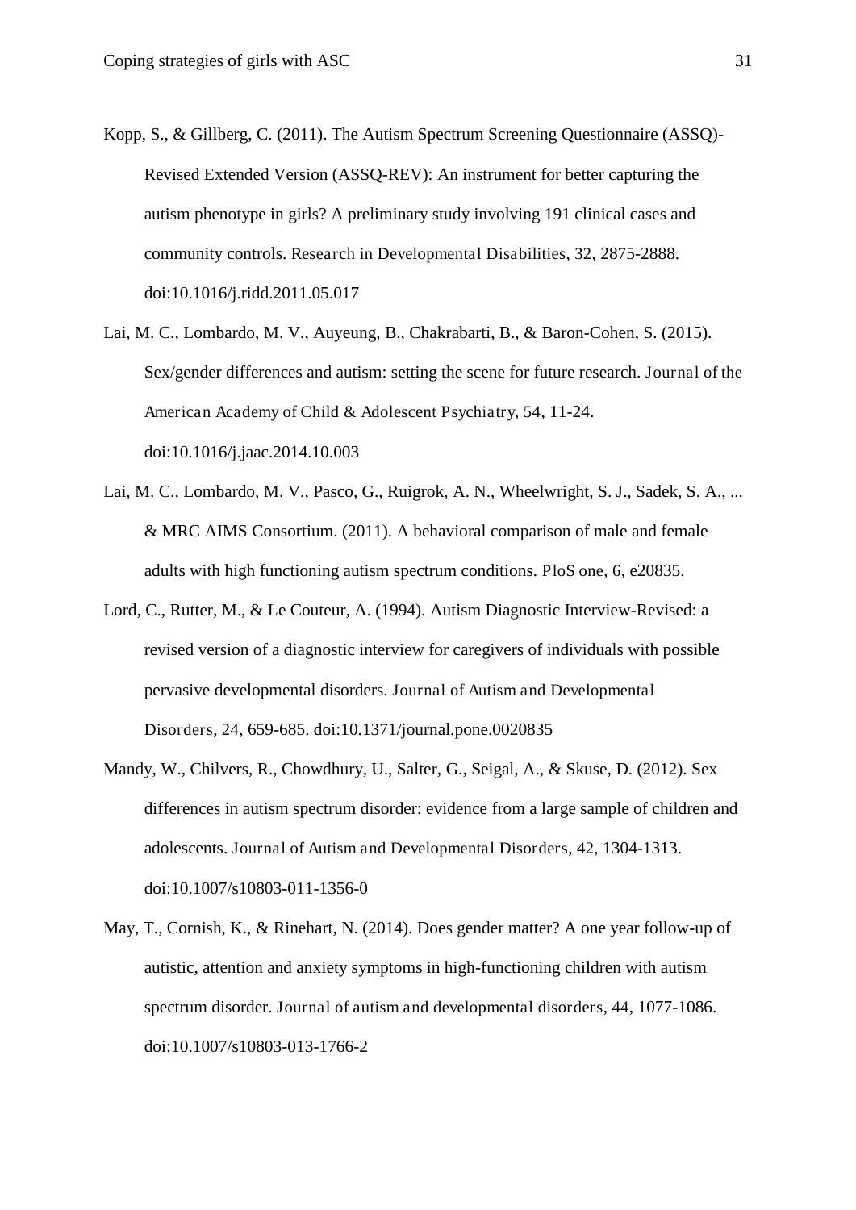Kopp, S., & Gillberg, C. (2011). The Autism Spectrum Screening Questionnaire (ASSQ)-Revised Extended Version (ASSQ-REV): An instrument for better capturing the autism phenotype in girls? A preliminary study involving 191 clinical cases and community controls. *Research in Developmental Disabilities*, 32, 2875-2888. doi:10.1016/j.ridd.2011.05.017

Lai, M. C., Lombardo, M. V., Auyeung, B., Chakrabarti, B., & Baron-Cohen, S. (2015). Sex/gender differences and autism: setting the scene for future research. *Journal of the American Academy of Child & Adolescent Psychiatry*, 54, 11-24. doi:10.1016/j.jaac.2014.10.003

Lai, M. C., Lombardo, M. V., Pasco, G., Ruigrok, A. N., Wheelwright, S. J., Sadek, S. A., ... & MRC AIMS Consortium. (2011). A behavioral comparison of male and female adults with high functioning autism spectrum conditions. *PloS one*, 6, e20835.

Lord, C., Rutter, M., & Le Couteur, A. (1994). Autism Diagnostic Interview-Revised: a revised version of a diagnostic interview for caregivers of individuals with possible pervasive developmental disorders. *Journal of Autism and Developmental Disorders*, 24, 659-685. doi:10.1371/journal.pone.0020835

Mandy, W., Chilvers, R., Chowdhury, U., Salter, G., Seigal, A., & Skuse, D. (2012). Sex differences in autism spectrum disorder: evidence from a large sample of children and adolescents. *Journal of Autism and Developmental Disorders*, 42, 1304-1313. doi:10.1007/s10803-011-1356-0

May, T., Cornish, K., & Rinehart, N. (2014). Does gender matter? A one year follow-up of autistic, attention and anxiety symptoms in high-functioning children with autism spectrum disorder. *Journal of autism and developmental disorders*, 44, 1077-1086. doi:10.1007/s10803-013-1766-2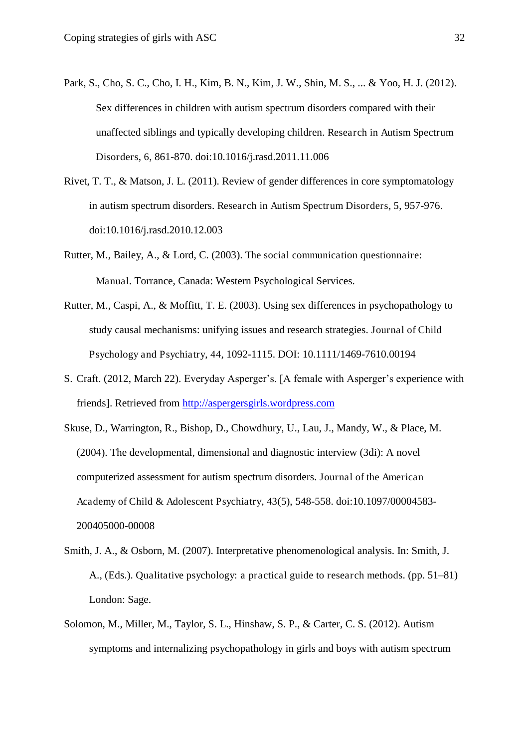Park, S., Cho, S. C., Cho, I. H., Kim, B. N., Kim, J. W., Shin, M. S., ... & Yoo, H. J. (2012). Sex differences in children with autism spectrum disorders compared with their unaffected siblings and typically developing children. *Research in Autism Spectrum Disorders*, 6, 861-870. doi:10.1016/j.rasd.2011.11.006

Rivet, T. T., & Matson, J. L. (2011). Review of gender differences in core symptomatology in autism spectrum disorders. *Research in Autism Spectrum Disorders*, 5, 957-976. doi:10.1016/j.rasd.2010.12.003

Rutter, M., Bailey, A., & Lord, C. (2003). *The social communication questionnaire: Manual*. Torrance, Canada: Western Psychological Services.

Rutter, M., Caspi, A., & Moffitt, T. E. (2003). Using sex differences in psychopathology to study causal mechanisms: unifying issues and research strategies. *Journal of Child Psychology and Psychiatry*, 44, 1092-1115. DOI: 10.1111/1469-7610.00194

S. Craft. (2012, March 22). Everyday Asperger's. [A female with Asperger's experience with friends]. Retrieved from http://aspergersgirls.wordpress.com

Skuse, D., Warrington, R., Bishop, D., Chowdhury, U., Lau, J., Mandy, W., & Place, M. (2004). The developmental, dimensional and diagnostic interview (3di): A novel computerized assessment for autism spectrum disorders. *Journal of the American Academy of Child & Adolescent Psychiatry*, 43(5), 548-558. doi:10.1097/00004583-200405000-00008

Smith, J. A., & Osborn, M. (2007). Interpretative phenomenological analysis. In: Smith, J. A., (Eds.). *Qualitative psychology: a practical guide to research methods*. (pp. 51–81) London: Sage.

Solomon, M., Miller, M., Taylor, S. L., Hinshaw, S. P., & Carter, C. S. (2012). Autism symptoms and internalizing psychopathology in girls and boys with autism spectrum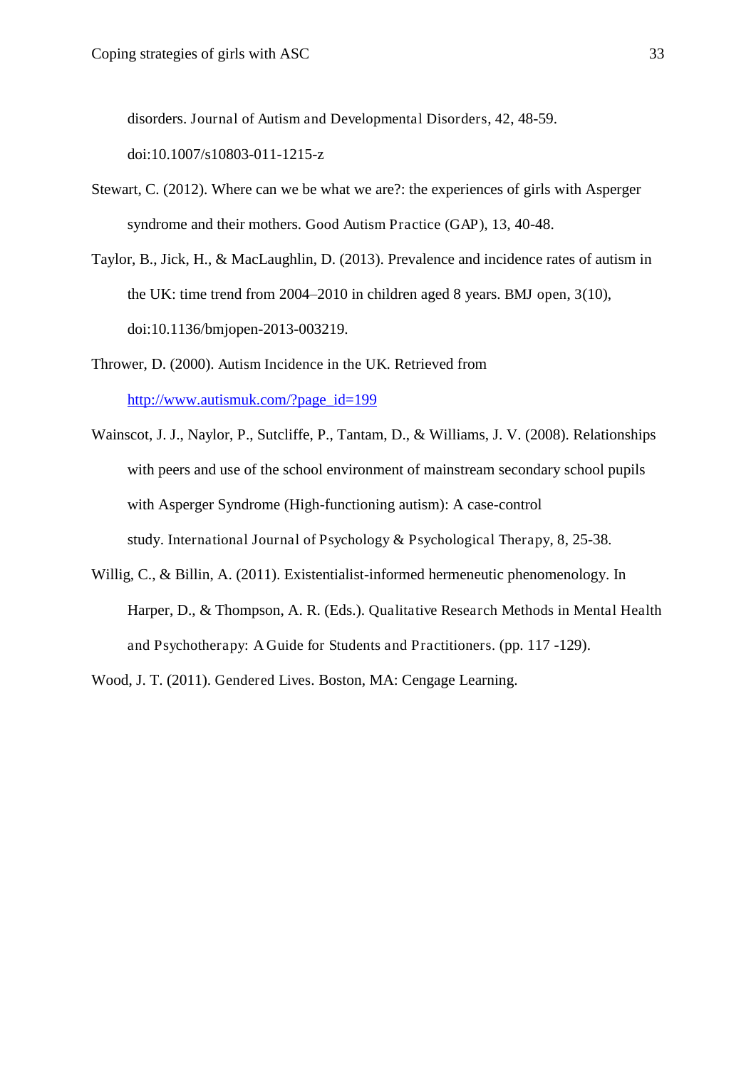disorders. *Journal of Autism and Developmental Disorders*, 42, 48-59. doi:10.1007/s10803-011-1215-z

Stewart, C. (2012). Where can we be what we are?: the experiences of girls with Asperger syndrome and their mothers. *Good Autism Practice (GAP)*, 13, 40-48.

Taylor, B., Jick, H., & MacLaughlin, D. (2013). Prevalence and incidence rates of autism in the UK: time trend from 2004–2010 in children aged 8 years. *BMJ open*, 3(10), doi:10.1136/bmjopen-2013-003219.

Thrower, D. (2000). *Autism Incidence in the UK*. Retrieved from http://www.autismuk.com/?page_id=199

Wainscot, J. J., Naylor, P., Sutcliffe, P., Tantam, D., & Williams, J. V. (2008). Relationships with peers and use of the school environment of mainstream secondary school pupils with Asperger Syndrome (High-functioning autism): A case-control study. *International Journal of Psychology & Psychological Therapy*, 8, 25-38.

Willig, C., & Billin, A. (2011). Existentialist-informed hermeneutic phenomenology. In Harper, D., & Thompson, A. R. (Eds.). *Qualitative Research Methods in Mental Health and Psychotherapy: A Guide for Students and Practitioners*. (pp. 117 -129).

Wood, J. T. (2011). *Gendered Lives*. Boston, MA: Cengage Learning.